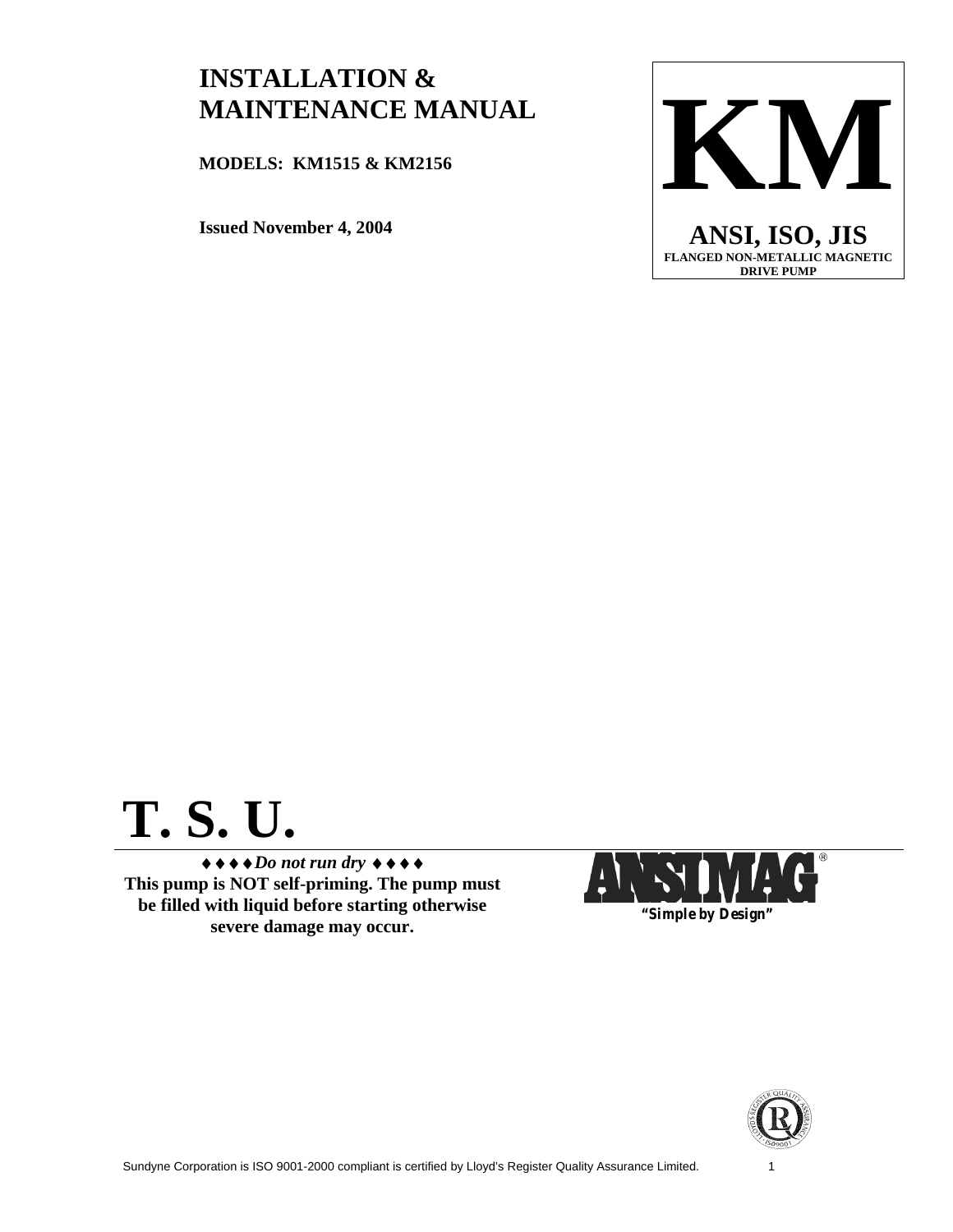# INSTALLATION & MAINTENANCE MANUAL

**MODELS: KM1515 & KM2156**

**Issued November 4, 2004**

# KM

**ANSI, ISO, JIS**

**FLANGED NON-METALLIC MAGNETIC DRIVE PUMP**

# T. S. U.

♦♦♦♦ ***Do not run dry*** ♦♦♦♦

**This pump is NOT self-priming. The pump must be filled with liquid before starting otherwise severe damage may occur.**

**ANSIMAG®**

***"Simple by Design"***

Sundyne Corporation is ISO 9001-2000 compliant is certified by Lloyd's Register Quality Assurance Limited.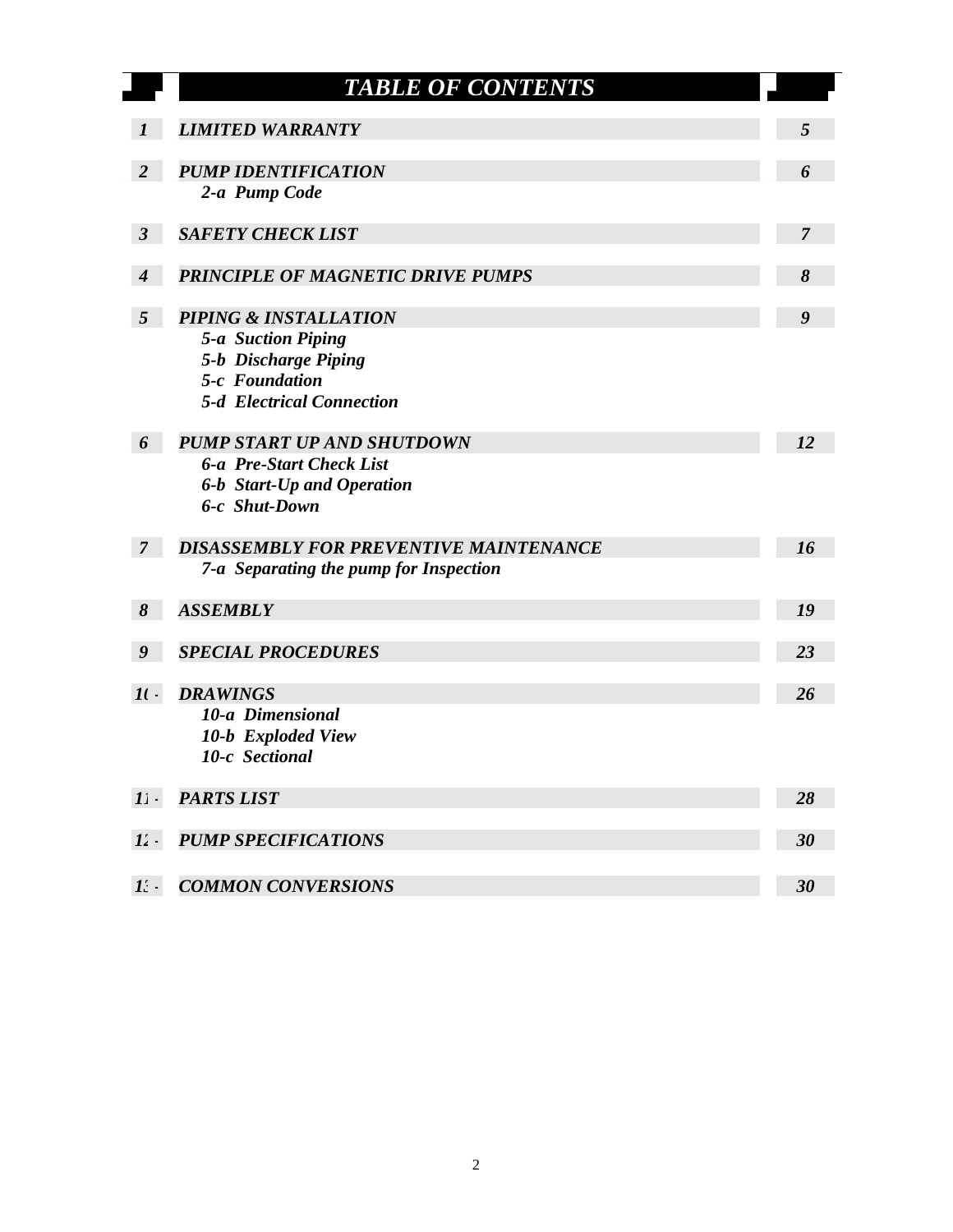# *TABLE OF CONTENTS*

| | | |
|---|---|---|
| ***1*** | ***LIMITED WARRANTY*** | ***5*** |
| ***2*** | ***PUMP IDENTIFICATION*** | ***6*** |
| | ***2-a Pump Code*** | |
| ***3*** | ***SAFETY CHECK LIST*** | ***7*** |
| ***4*** | ***PRINCIPLE OF MAGNETIC DRIVE PUMPS*** | ***8*** |
| ***5*** | ***PIPING & INSTALLATION*** | ***9*** |
| | ***5-a Suction Piping*** | |
| | ***5-b Discharge Piping*** | |
| | ***5-c Foundation*** | |
| | ***5-d Electrical Connection*** | |
| ***6*** | ***PUMP START UP AND SHUTDOWN*** | ***12*** |
| | ***6-a Pre-Start Check List*** | |
| | ***6-b Start-Up and Operation*** | |
| | ***6-c Shut-Down*** | |
| ***7*** | ***DISASSEMBLY FOR PREVENTIVE MAINTENANCE*** | ***16*** |
| | ***7-a Separating the pump for Inspection*** | |
| ***8*** | ***ASSEMBLY*** | ***19*** |
| ***9*** | ***SPECIAL PROCEDURES*** | ***23*** |
| ***10*** | ***DRAWINGS*** | ***26*** |
| | ***10-a Dimensional*** | |
| | ***10-b Exploded View*** | |
| | ***10-c Sectional*** | |
| ***11*** | ***PARTS LIST*** | ***28*** |
| ***12*** | ***PUMP SPECIFICATIONS*** | ***30*** |
| ***13*** | ***COMMON CONVERSIONS*** | ***30*** |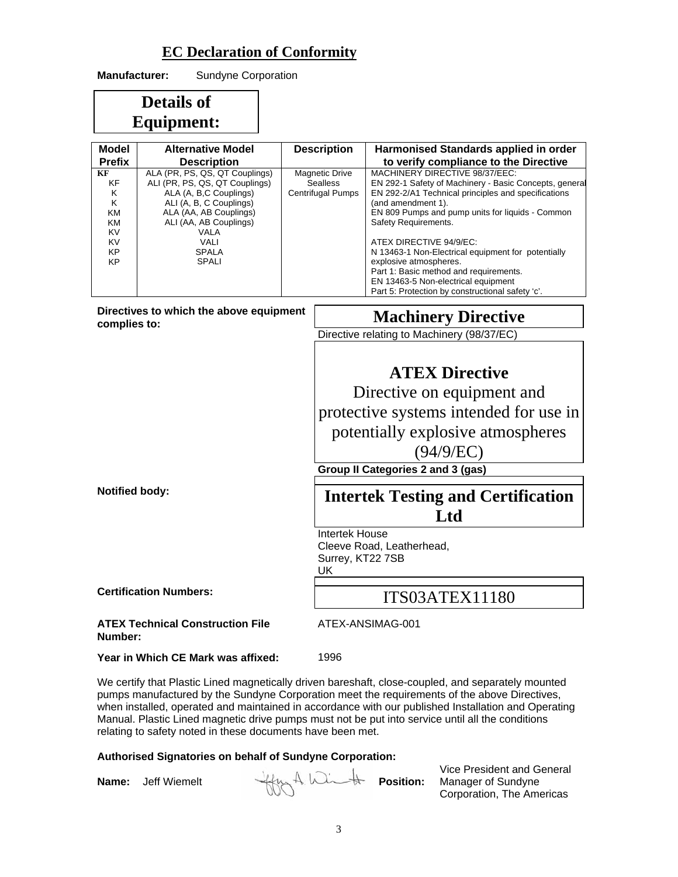# EC Declaration of Conformity

**Manufacturer:** Sundyne Corporation

## Details of Equipment:

| Model Prefix | Alternative Model Description | Description | Harmonised Standards applied in order to verify compliance to the Directive |
|---|---|---|---|
| KF<br>KF<br>K<br>K<br>KM<br>KM<br>KV<br>KV<br>KP<br>KP | ALA (PR, PS, QS, QT Couplings)<br>ALI (PR, PS, QS, QT Couplings)<br>ALA (A, B,C Couplings)<br>ALI (A, B, C Couplings)<br>ALA (AA, AB Couplings)<br>ALI (AA, AB Couplings)<br>VALA<br>VALI<br>SPALA<br>SPALI | Magnetic Drive Sealless Centrifugal Pumps | MACHINERY DIRECTIVE 98/37/EEC:<br>EN 292-1 Safety of Machinery - Basic Concepts, general<br>EN 292-2/A1 Technical principles and specifications (and amendment 1).<br>EN 809 Pumps and pump units for liquids - Common Safety Requirements.<br><br>ATEX DIRECTIVE 94/9/EC:<br>N 13463-1 Non-Electrical equipment for potentially explosive atmospheres.<br>Part 1: Basic method and requirements.<br>EN 13463-5 Non-electrical equipment<br>Part 5: Protection by constructional safety 'c'. |

**Directives to which the above equipment complies to:**

**Machinery Directive**

Directive relating to Machinery (98/37/EC)

**ATEX Directive**

Directive on equipment and protective systems intended for use in potentially explosive atmospheres (94/9/EC)

**Group II Categories 2 and 3 (gas)**

**Notified body:**

**Intertek Testing and Certification Ltd**

Intertek House
Cleeve Road, Leatherhead,
Surrey, KT22 7SB
UK

**Certification Numbers:** ITS03ATEX11180

**ATEX Technical Construction File Number:** ATEX-ANSIMAG-001

**Year in Which CE Mark was affixed:** 1996

We certify that Plastic Lined magnetically driven bareshaft, close-coupled, and separately mounted pumps manufactured by the Sundyne Corporation meet the requirements of the above Directives, when installed, operated and maintained in accordance with our published Installation and Operating Manual. Plastic Lined magnetic drive pumps must not be put into service until all the conditions relating to safety noted in these documents have been met.

**Authorised Signatories on behalf of Sundyne Corporation:**

**Name:** Jeff Wiemelt **Position:** Vice President and General Manager of Sundyne Corporation, The Americas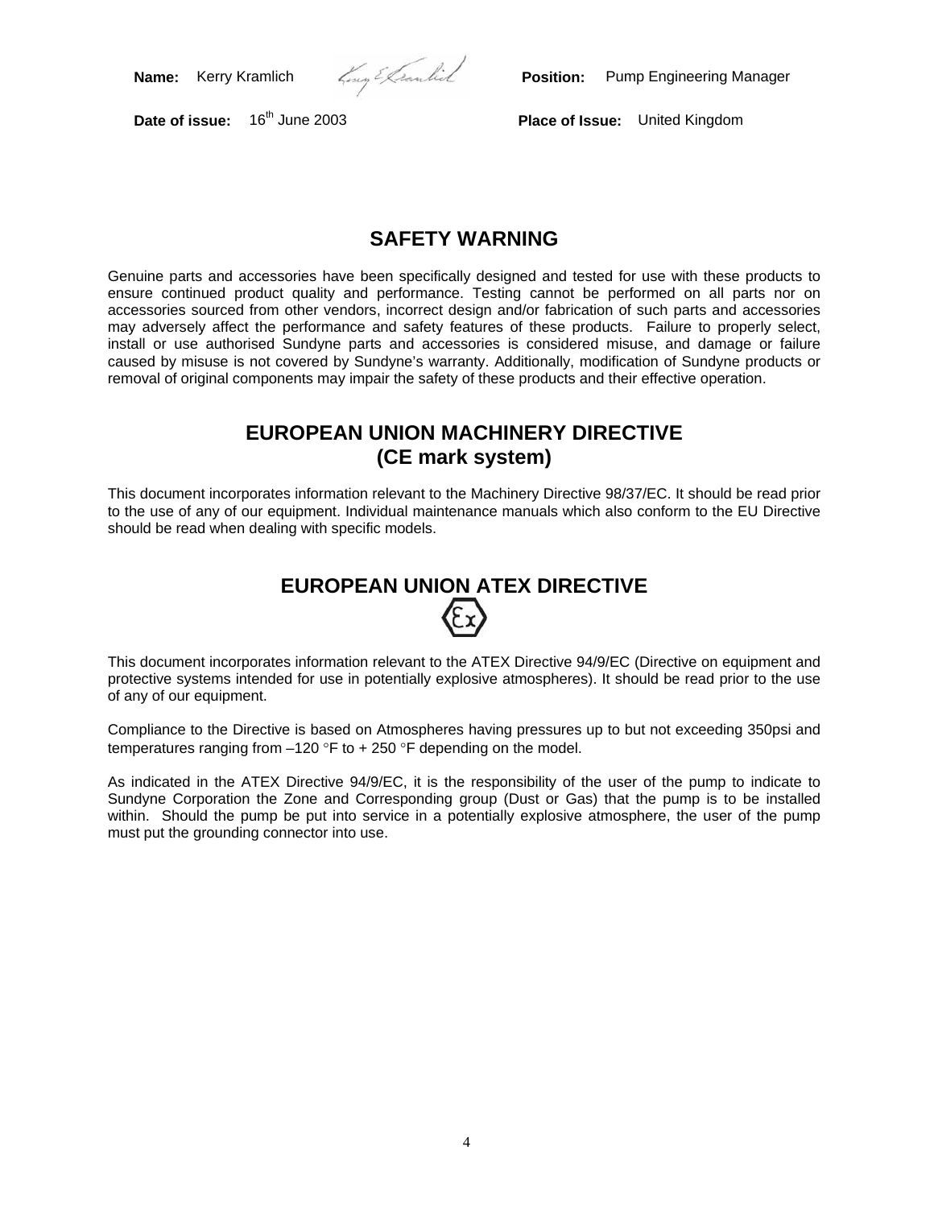**Name:** Kerry Kramlich **Position:** Pump Engineering Manager

**Date of issue:** 16th June 2003 **Place of Issue:** United Kingdom

## SAFETY WARNING

Genuine parts and accessories have been specifically designed and tested for use with these products to ensure continued product quality and performance. Testing cannot be performed on all parts nor on accessories sourced from other vendors, incorrect design and/or fabrication of such parts and accessories may adversely affect the performance and safety features of these products. Failure to properly select, install or use authorised Sundyne parts and accessories is considered misuse, and damage or failure caused by misuse is not covered by Sundyne's warranty. Additionally, modification of Sundyne products or removal of original components may impair the safety of these products and their effective operation.

## EUROPEAN UNION MACHINERY DIRECTIVE (CE mark system)

This document incorporates information relevant to the Machinery Directive 98/37/EC. It should be read prior to the use of any of our equipment. Individual maintenance manuals which also conform to the EU Directive should be read when dealing with specific models.

## EUROPEAN UNION ATEX DIRECTIVE

This document incorporates information relevant to the ATEX Directive 94/9/EC (Directive on equipment and protective systems intended for use in potentially explosive atmospheres). It should be read prior to the use of any of our equipment.

Compliance to the Directive is based on Atmospheres having pressures up to but not exceeding 350psi and temperatures ranging from –120 °F to + 250 °F depending on the model.

As indicated in the ATEX Directive 94/9/EC, it is the responsibility of the user of the pump to indicate to Sundyne Corporation the Zone and Corresponding group (Dust or Gas) that the pump is to be installed within. Should the pump be put into service in a potentially explosive atmosphere, the user of the pump must put the grounding connector into use.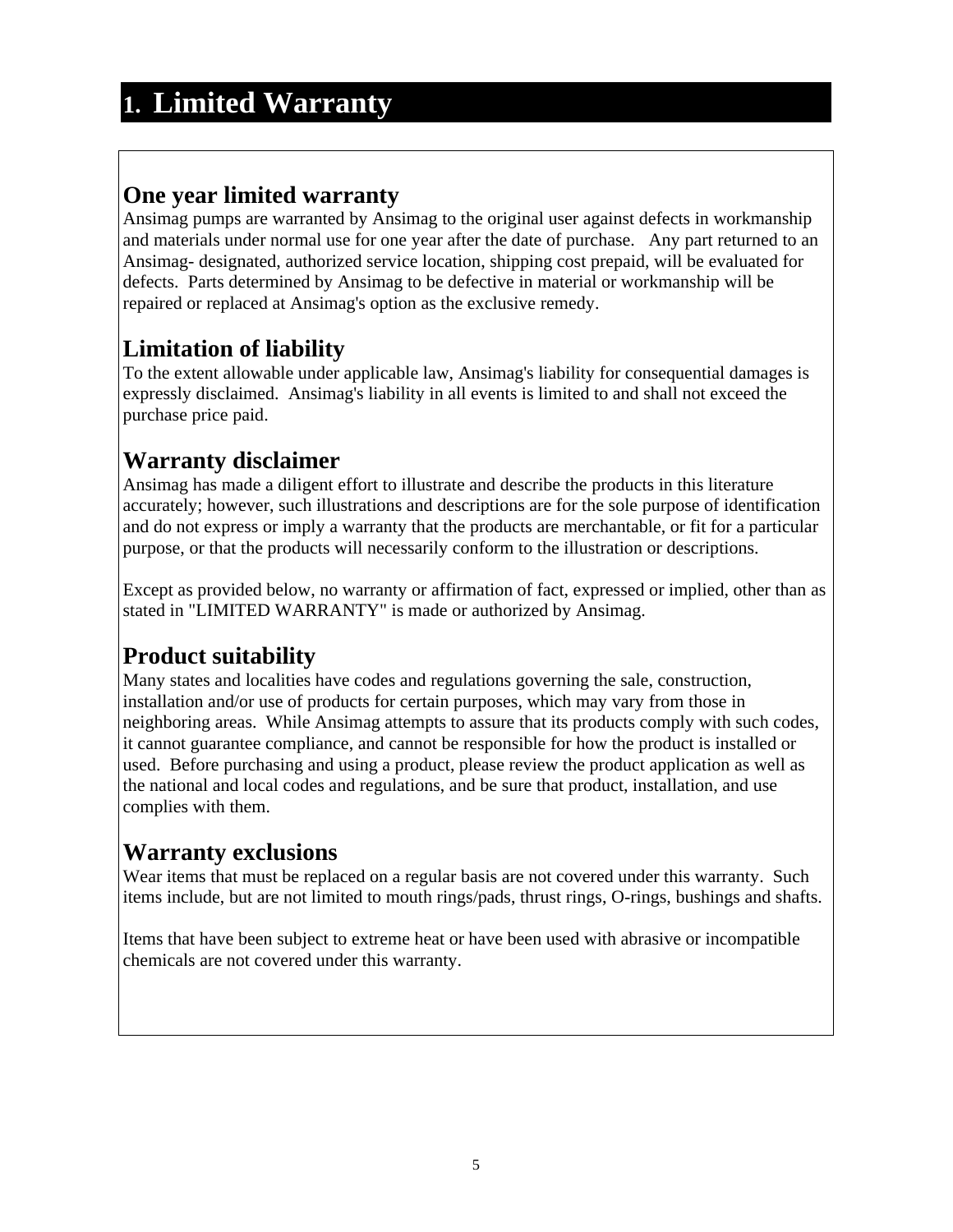# 1. Limited Warranty

## One year limited warranty

Ansimag pumps are warranted by Ansimag to the original user against defects in workmanship and materials under normal use for one year after the date of purchase. Any part returned to an Ansimag- designated, authorized service location, shipping cost prepaid, will be evaluated for defects. Parts determined by Ansimag to be defective in material or workmanship will be repaired or replaced at Ansimag's option as the exclusive remedy.

## Limitation of liability

To the extent allowable under applicable law, Ansimag's liability for consequential damages is expressly disclaimed. Ansimag's liability in all events is limited to and shall not exceed the purchase price paid.

## Warranty disclaimer

Ansimag has made a diligent effort to illustrate and describe the products in this literature accurately; however, such illustrations and descriptions are for the sole purpose of identification and do not express or imply a warranty that the products are merchantable, or fit for a particular purpose, or that the products will necessarily conform to the illustration or descriptions.

Except as provided below, no warranty or affirmation of fact, expressed or implied, other than as stated in "LIMITED WARRANTY" is made or authorized by Ansimag.

## Product suitability

Many states and localities have codes and regulations governing the sale, construction, installation and/or use of products for certain purposes, which may vary from those in neighboring areas. While Ansimag attempts to assure that its products comply with such codes, it cannot guarantee compliance, and cannot be responsible for how the product is installed or used. Before purchasing and using a product, please review the product application as well as the national and local codes and regulations, and be sure that product, installation, and use complies with them.

## Warranty exclusions

Wear items that must be replaced on a regular basis are not covered under this warranty. Such items include, but are not limited to mouth rings/pads, thrust rings, O-rings, bushings and shafts.

Items that have been subject to extreme heat or have been used with abrasive or incompatible chemicals are not covered under this warranty.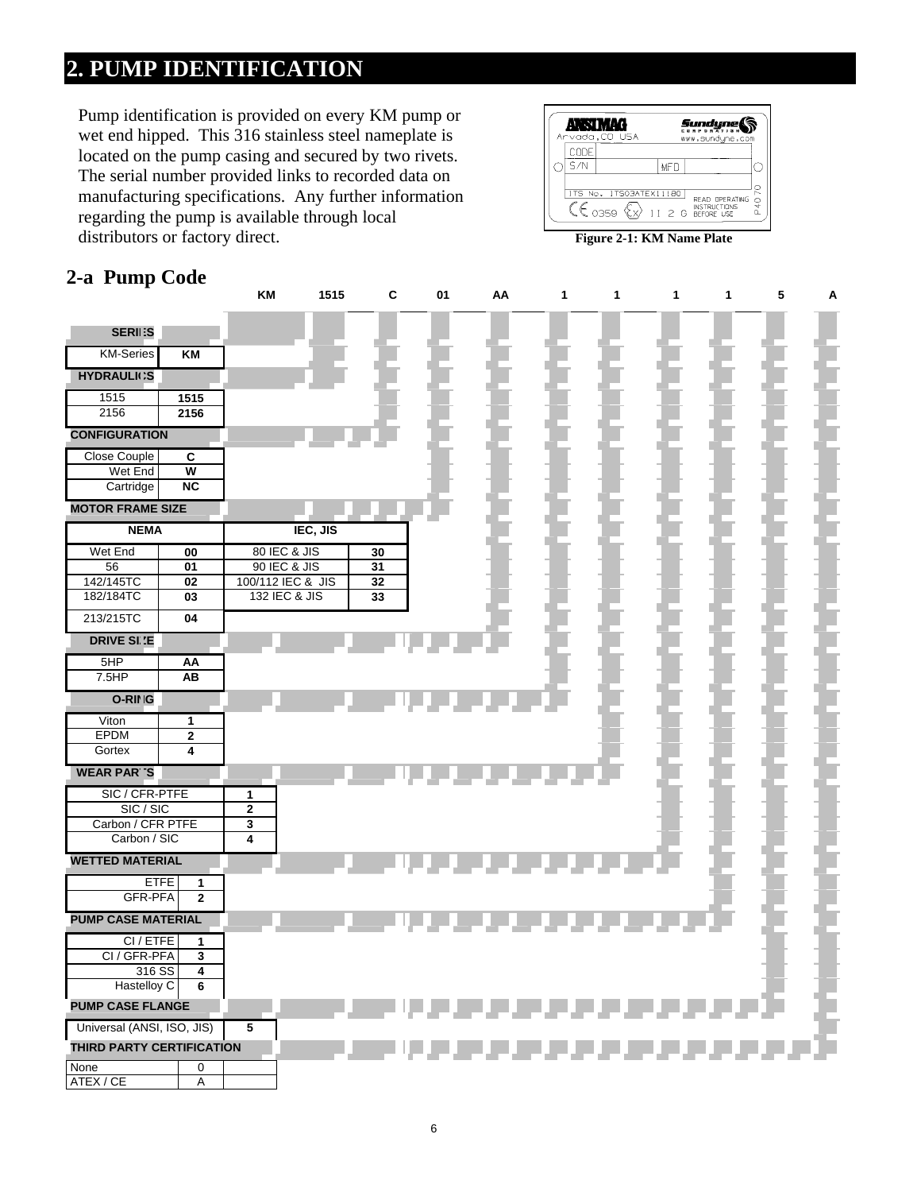## 2. PUMP IDENTIFICATION

Pump identification is provided on every KM pump or wet end hipped. This 316 stainless steel nameplate is located on the pump casing and secured by two rivets. The serial number provided links to recorded data on manufacturing specifications. Any further information regarding the pump is available through local distributors or factory direct.

ANSIMAG Arvada, CO USA — Sundyne Corporation www.sundyne.com
CODE
S/N MFD
ITS No. ITS03ATEX11180 READ OPERATING INSTRUCTIONS BEFORE USE
CE 0359 II 2 G
P4070

**Figure 2-1: KM Name Plate**

### 2-a Pump Code

| KM | 1515 | C | 01 | AA | 1 | 1 | 1 | 1 | 5 | A |
|---|---|---|---|---|---|---|---|---|---|---|

**SERIES**

| KM-Series | KM |
|---|---|

**HYDRAULICS**

| 1515 | 1515 |
|---|---|
| 2156 | 2156 |

**CONFIGURATION**

| Close Couple | C |
|---|---|
| Wet End | W |
| Cartridge | NC |

**MOTOR FRAME SIZE**

| NEMA | | IEC, JIS | |
|---|---|---|---|
| Wet End | 00 | 80 IEC & JIS | 30 |
| 56 | 01 | 90 IEC & JIS | 31 |
| 142/145TC | 02 | 100/112 IEC & JIS | 32 |
| 182/184TC | 03 | 132 IEC & JIS | 33 |
| 213/215TC | 04 | | |

**DRIVE SIZE**

| 5HP | AA |
|---|---|
| 7.5HP | AB |

**O-RING**

| Viton | 1 |
|---|---|
| EPDM | 2 |
| Gortex | 4 |

**WEAR PARTS**

| SIC / CFR-PTFE | 1 |
|---|---|
| SIC / SIC | 2 |
| Carbon / CFR PTFE | 3 |
| Carbon / SIC | 4 |

**WETTED MATERIAL**

| ETFE | 1 |
|---|---|
| GFR-PFA | 2 |

**PUMP CASE MATERIAL**

| CI / ETFE | 1 |
|---|---|
| CI / GFR-PFA | 3 |
| 316 SS | 4 |
| Hastelloy C | 6 |

**PUMP CASE FLANGE**

| Universal (ANSI, ISO, JIS) | 5 |
|---|---|

**THIRD PARTY CERTIFICATION**

| None | 0 |
|---|---|
| ATEX / CE | A |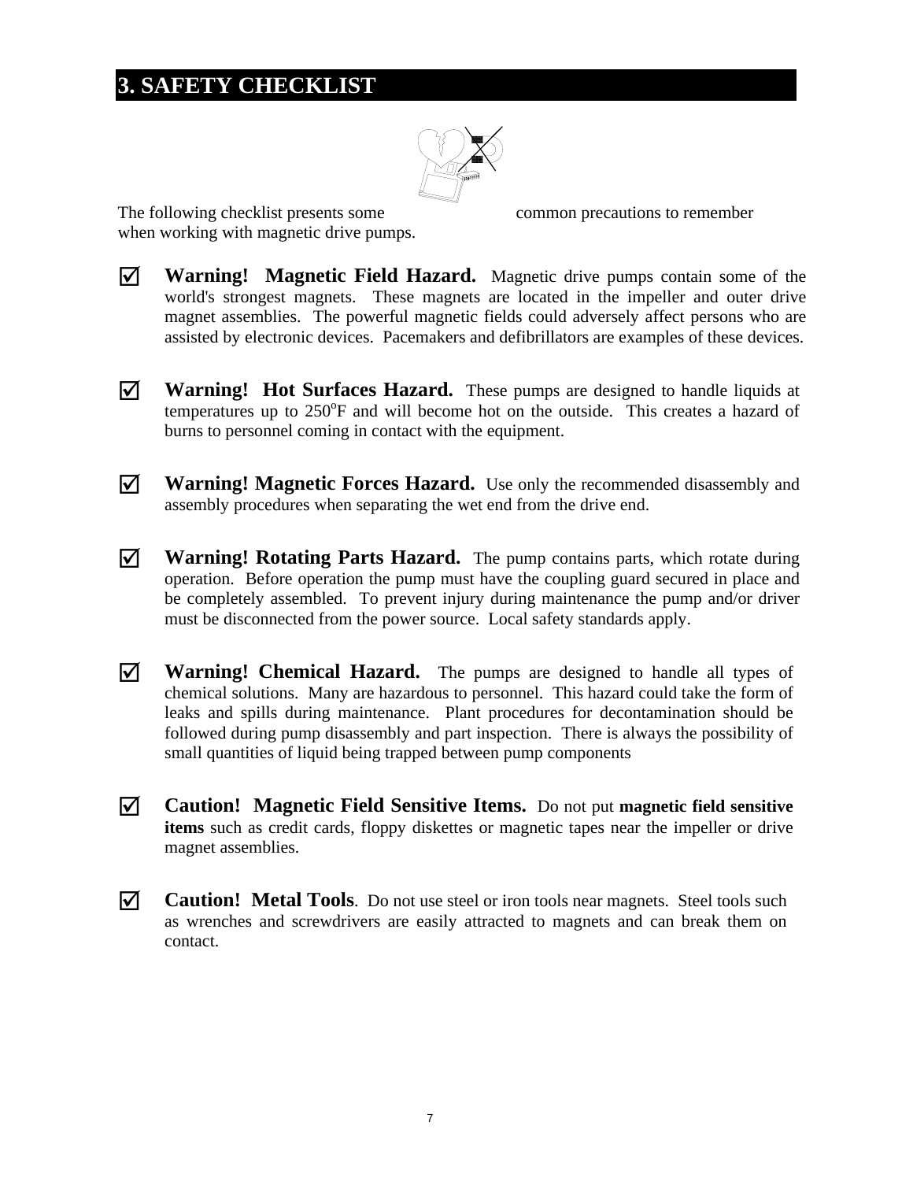# 3. SAFETY CHECKLIST

The following checklist presents some common precautions to remember when working with magnetic drive pumps.

☑ **Warning! Magnetic Field Hazard.** Magnetic drive pumps contain some of the world's strongest magnets. These magnets are located in the impeller and outer drive magnet assemblies. The powerful magnetic fields could adversely affect persons who are assisted by electronic devices. Pacemakers and defibrillators are examples of these devices.

☑ **Warning! Hot Surfaces Hazard.** These pumps are designed to handle liquids at temperatures up to 250°F and will become hot on the outside. This creates a hazard of burns to personnel coming in contact with the equipment.

☑ **Warning! Magnetic Forces Hazard.** Use only the recommended disassembly and assembly procedures when separating the wet end from the drive end.

☑ **Warning! Rotating Parts Hazard.** The pump contains parts, which rotate during operation. Before operation the pump must have the coupling guard secured in place and be completely assembled. To prevent injury during maintenance the pump and/or driver must be disconnected from the power source. Local safety standards apply.

☑ **Warning! Chemical Hazard.** The pumps are designed to handle all types of chemical solutions. Many are hazardous to personnel. This hazard could take the form of leaks and spills during maintenance. Plant procedures for decontamination should be followed during pump disassembly and part inspection. There is always the possibility of small quantities of liquid being trapped between pump components

☑ **Caution! Magnetic Field Sensitive Items.** Do not put **magnetic field sensitive items** such as credit cards, floppy diskettes or magnetic tapes near the impeller or drive magnet assemblies.

☑ **Caution! Metal Tools**. Do not use steel or iron tools near magnets. Steel tools such as wrenches and screwdrivers are easily attracted to magnets and can break them on contact.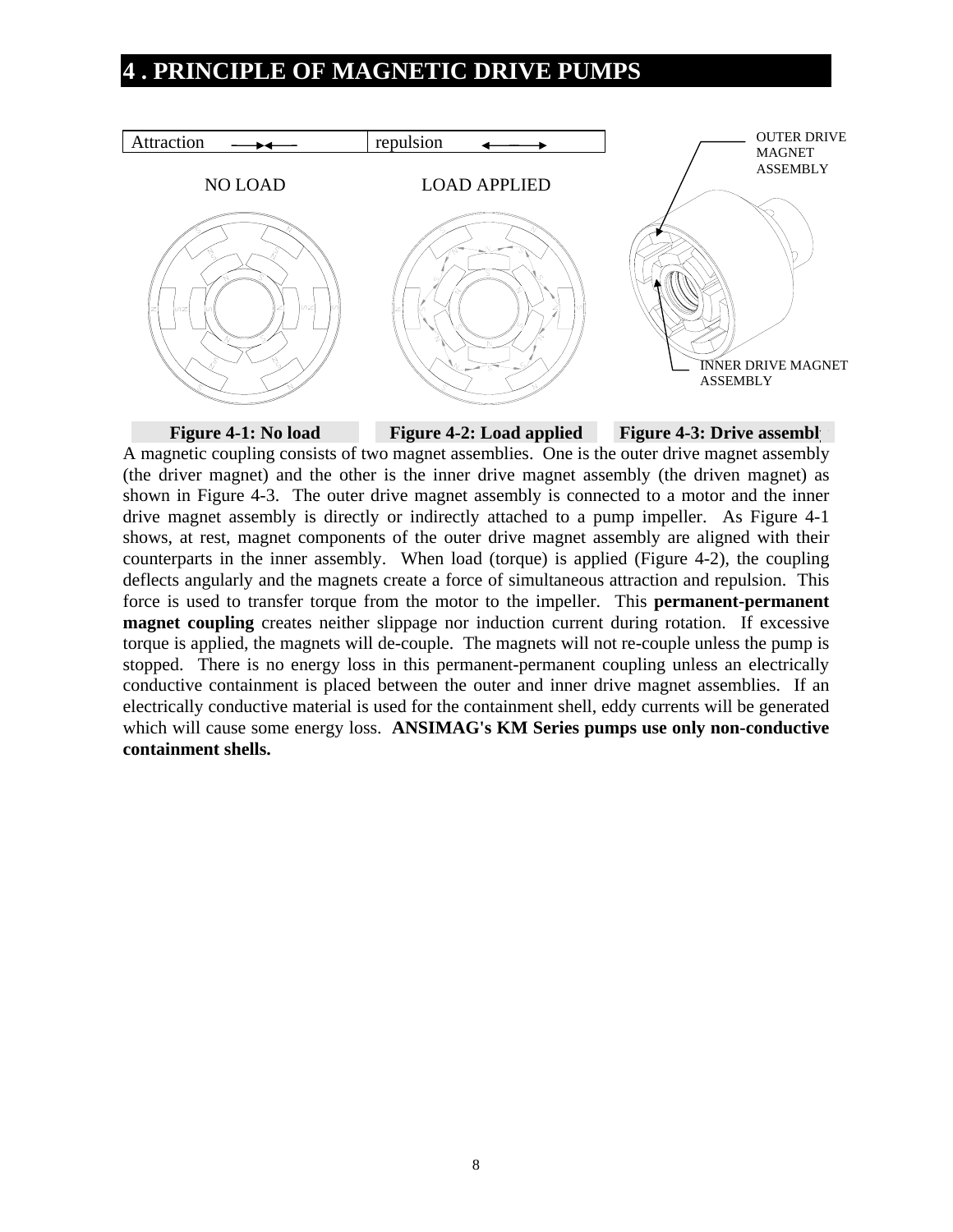# 4 . PRINCIPLE OF MAGNETIC DRIVE PUMPS

| Attraction →← | repulsion ←→ |
|---|---|

NO LOAD LOAD APPLIED

OUTER DRIVE MAGNET ASSEMBLY

INNER DRIVE MAGNET ASSEMBLY

**Figure 4-1: No load** **Figure 4-2: Load applied** **Figure 4-3: Drive assembly**

A magnetic coupling consists of two magnet assemblies. One is the outer drive magnet assembly (the driver magnet) and the other is the inner drive magnet assembly (the driven magnet) as shown in Figure 4-3. The outer drive magnet assembly is connected to a motor and the inner drive magnet assembly is directly or indirectly attached to a pump impeller. As Figure 4-1 shows, at rest, magnet components of the outer drive magnet assembly are aligned with their counterparts in the inner assembly. When load (torque) is applied (Figure 4-2), the coupling deflects angularly and the magnets create a force of simultaneous attraction and repulsion. This force is used to transfer torque from the motor to the impeller. This **permanent-permanent magnet coupling** creates neither slippage nor induction current during rotation. If excessive torque is applied, the magnets will de-couple. The magnets will not re-couple unless the pump is stopped. There is no energy loss in this permanent-permanent coupling unless an electrically conductive containment is placed between the outer and inner drive magnet assemblies. If an electrically conductive material is used for the containment shell, eddy currents will be generated which will cause some energy loss. **ANSIMAG's KM Series pumps use only non-conductive containment shells.**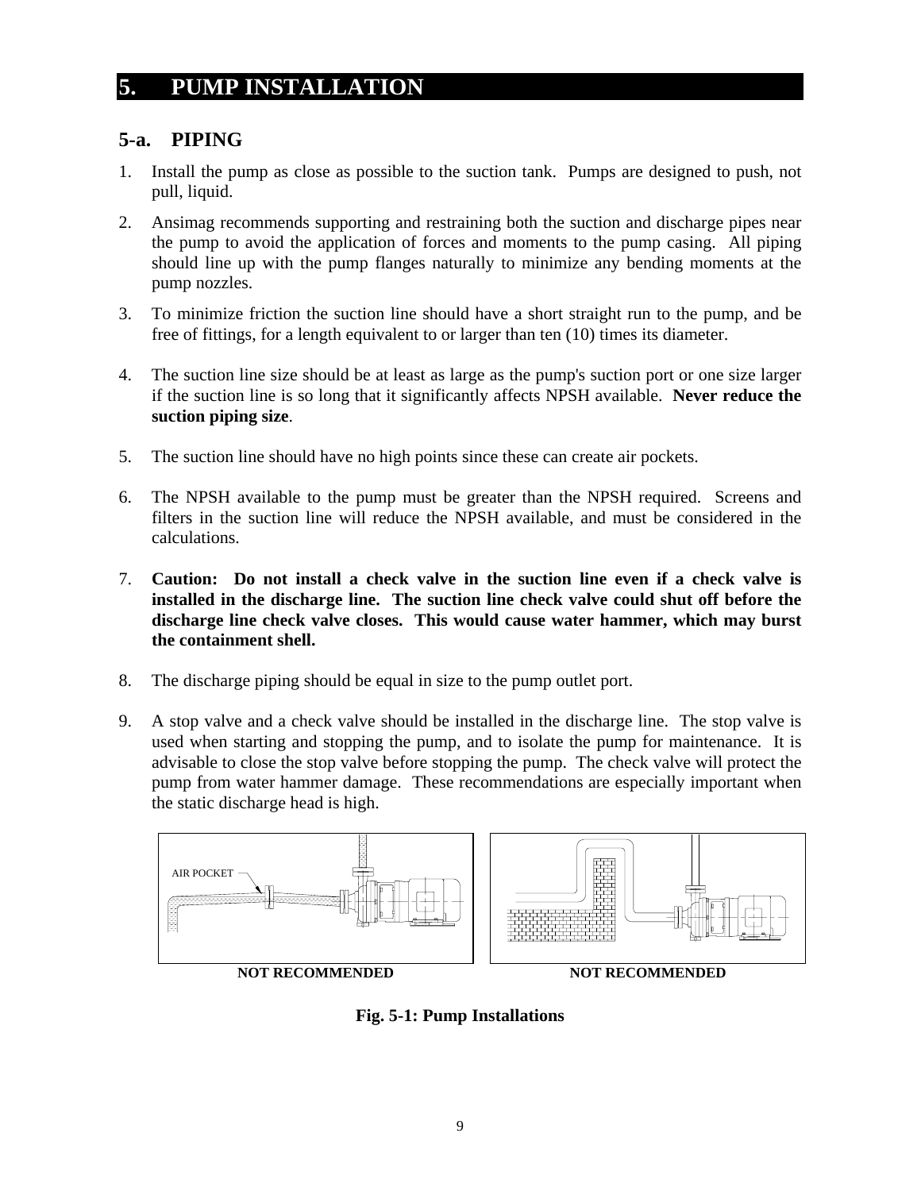# 5. PUMP INSTALLATION

## 5-a. PIPING

1. Install the pump as close as possible to the suction tank. Pumps are designed to push, not pull, liquid.
2. Ansimag recommends supporting and restraining both the suction and discharge pipes near the pump to avoid the application of forces and moments to the pump casing. All piping should line up with the pump flanges naturally to minimize any bending moments at the pump nozzles.
3. To minimize friction the suction line should have a short straight run to the pump, and be free of fittings, for a length equivalent to or larger than ten (10) times its diameter.
4. The suction line size should be at least as large as the pump's suction port or one size larger if the suction line is so long that it significantly affects NPSH available. **Never reduce the suction piping size**.
5. The suction line should have no high points since these can create air pockets.
6. The NPSH available to the pump must be greater than the NPSH required. Screens and filters in the suction line will reduce the NPSH available, and must be considered in the calculations.
7. **Caution: Do not install a check valve in the suction line even if a check valve is installed in the discharge line. The suction line check valve could shut off before the discharge line check valve closes. This would cause water hammer, which may burst the containment shell.**
8. The discharge piping should be equal in size to the pump outlet port.
9. A stop valve and a check valve should be installed in the discharge line. The stop valve is used when starting and stopping the pump, and to isolate the pump for maintenance. It is advisable to close the stop valve before stopping the pump. The check valve will protect the pump from water hammer damage. These recommendations are especially important when the static discharge head is high.

AIR POCKET

**NOT RECOMMENDED** **NOT RECOMMENDED**

**Fig. 5-1: Pump Installations**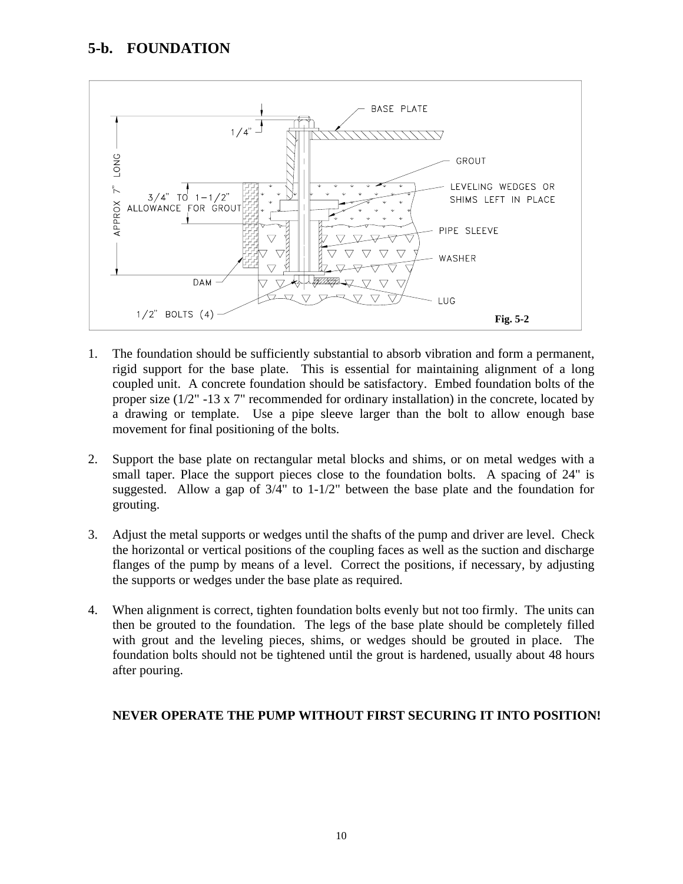## 5-b. FOUNDATION

Fig. 5-2

1. The foundation should be sufficiently substantial to absorb vibration and form a permanent, rigid support for the base plate. This is essential for maintaining alignment of a long coupled unit. A concrete foundation should be satisfactory. Embed foundation bolts of the proper size (1/2" -13 x 7" recommended for ordinary installation) in the concrete, located by a drawing or template. Use a pipe sleeve larger than the bolt to allow enough base movement for final positioning of the bolts.

2. Support the base plate on rectangular metal blocks and shims, or on metal wedges with a small taper. Place the support pieces close to the foundation bolts. A spacing of 24" is suggested. Allow a gap of 3/4" to 1-1/2" between the base plate and the foundation for grouting.

3. Adjust the metal supports or wedges until the shafts of the pump and driver are level. Check the horizontal or vertical positions of the coupling faces as well as the suction and discharge flanges of the pump by means of a level. Correct the positions, if necessary, by adjusting the supports or wedges under the base plate as required.

4. When alignment is correct, tighten foundation bolts evenly but not too firmly. The units can then be grouted to the foundation. The legs of the base plate should be completely filled with grout and the leveling pieces, shims, or wedges should be grouted in place. The foundation bolts should not be tightened until the grout is hardened, usually about 48 hours after pouring.

**NEVER OPERATE THE PUMP WITHOUT FIRST SECURING IT INTO POSITION!**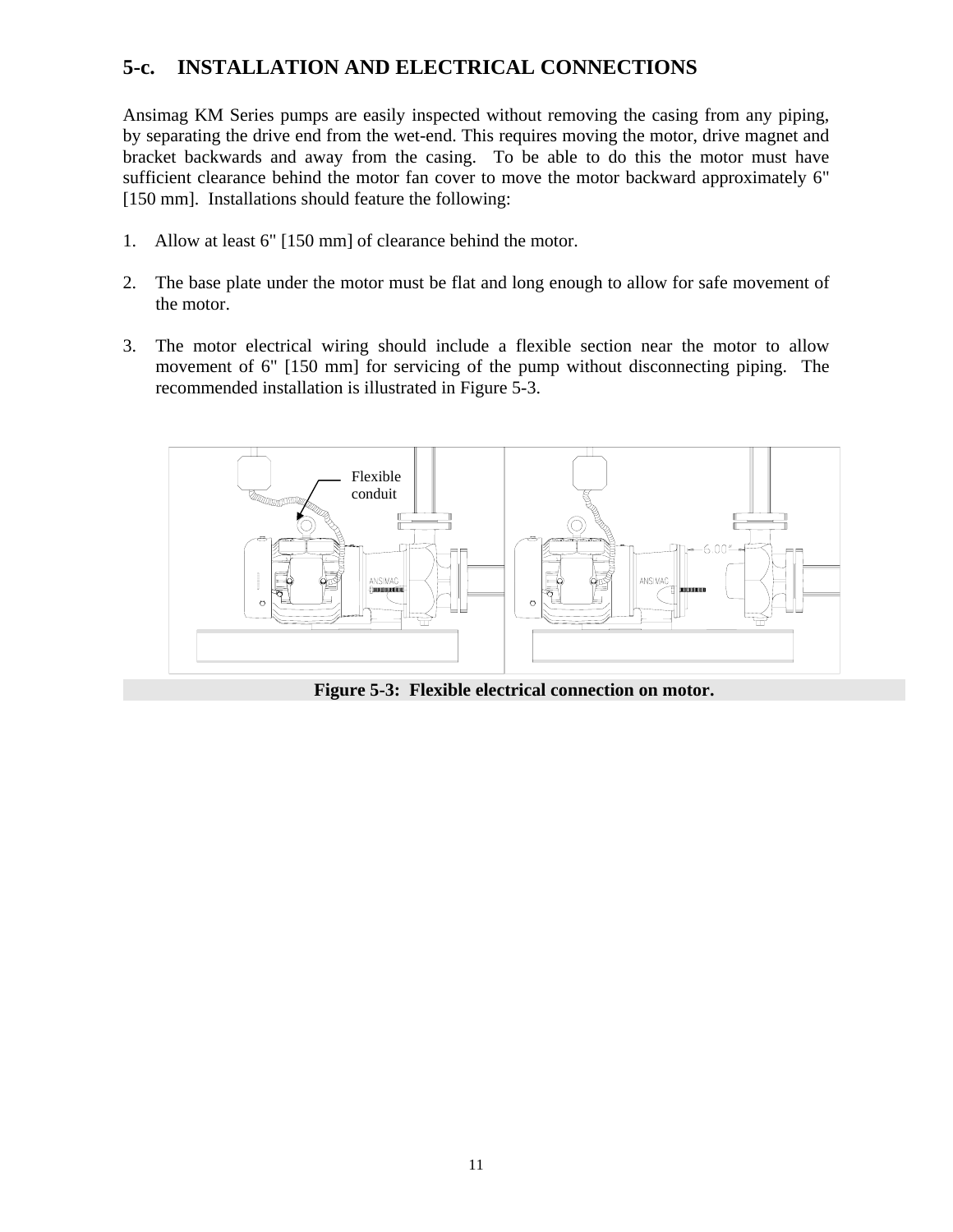## 5-c. INSTALLATION AND ELECTRICAL CONNECTIONS

Ansimag KM Series pumps are easily inspected without removing the casing from any piping, by separating the drive end from the wet-end. This requires moving the motor, drive magnet and bracket backwards and away from the casing. To be able to do this the motor must have sufficient clearance behind the motor fan cover to move the motor backward approximately 6" [150 mm]. Installations should feature the following:

1. Allow at least 6" [150 mm] of clearance behind the motor.

2. The base plate under the motor must be flat and long enough to allow for safe movement of the motor.

3. The motor electrical wiring should include a flexible section near the motor to allow movement of 6" [150 mm] for servicing of the pump without disconnecting piping. The recommended installation is illustrated in Figure 5-3.

**Figure 5-3: Flexible electrical connection on motor.**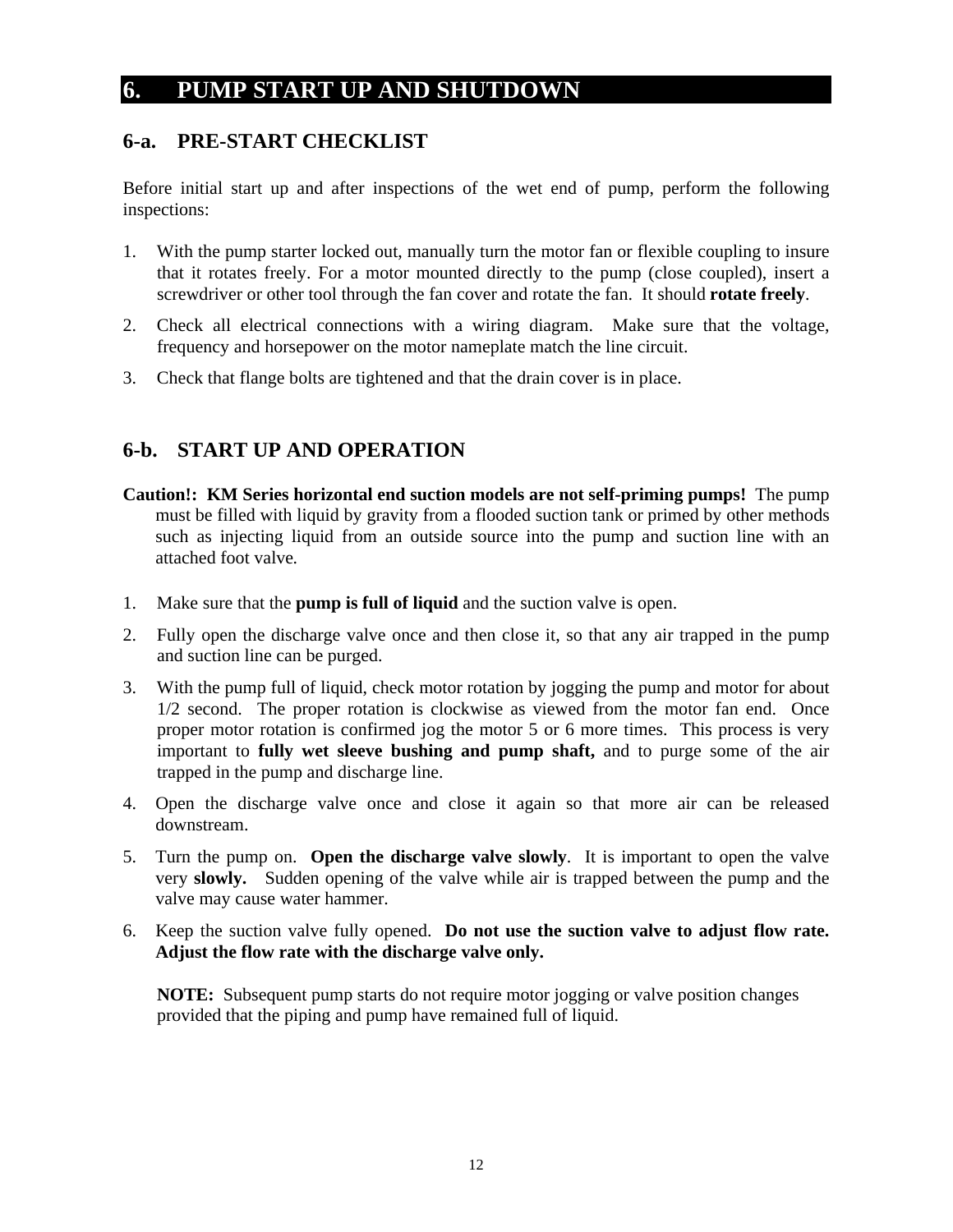# 6. PUMP START UP AND SHUTDOWN

## 6-a. PRE-START CHECKLIST

Before initial start up and after inspections of the wet end of pump, perform the following inspections:

1. With the pump starter locked out, manually turn the motor fan or flexible coupling to insure that it rotates freely. For a motor mounted directly to the pump (close coupled), insert a screwdriver or other tool through the fan cover and rotate the fan. It should **rotate freely**.
2. Check all electrical connections with a wiring diagram. Make sure that the voltage, frequency and horsepower on the motor nameplate match the line circuit.
3. Check that flange bolts are tightened and that the drain cover is in place.

## 6-b. START UP AND OPERATION

**Caution!: KM Series horizontal end suction models are not self-priming pumps!** The pump must be filled with liquid by gravity from a flooded suction tank or primed by other methods such as injecting liquid from an outside source into the pump and suction line with an attached foot valve.

1. Make sure that the **pump is full of liquid** and the suction valve is open.
2. Fully open the discharge valve once and then close it, so that any air trapped in the pump and suction line can be purged.
3. With the pump full of liquid, check motor rotation by jogging the pump and motor for about 1/2 second. The proper rotation is clockwise as viewed from the motor fan end. Once proper motor rotation is confirmed jog the motor 5 or 6 more times. This process is very important to **fully wet sleeve bushing and pump shaft,** and to purge some of the air trapped in the pump and discharge line.
4. Open the discharge valve once and close it again so that more air can be released downstream.
5. Turn the pump on. **Open the discharge valve slowly**. It is important to open the valve very **slowly.** Sudden opening of the valve while air is trapped between the pump and the valve may cause water hammer.
6. Keep the suction valve fully opened. **Do not use the suction valve to adjust flow rate. Adjust the flow rate with the discharge valve only.**

   **NOTE:** Subsequent pump starts do not require motor jogging or valve position changes provided that the piping and pump have remained full of liquid.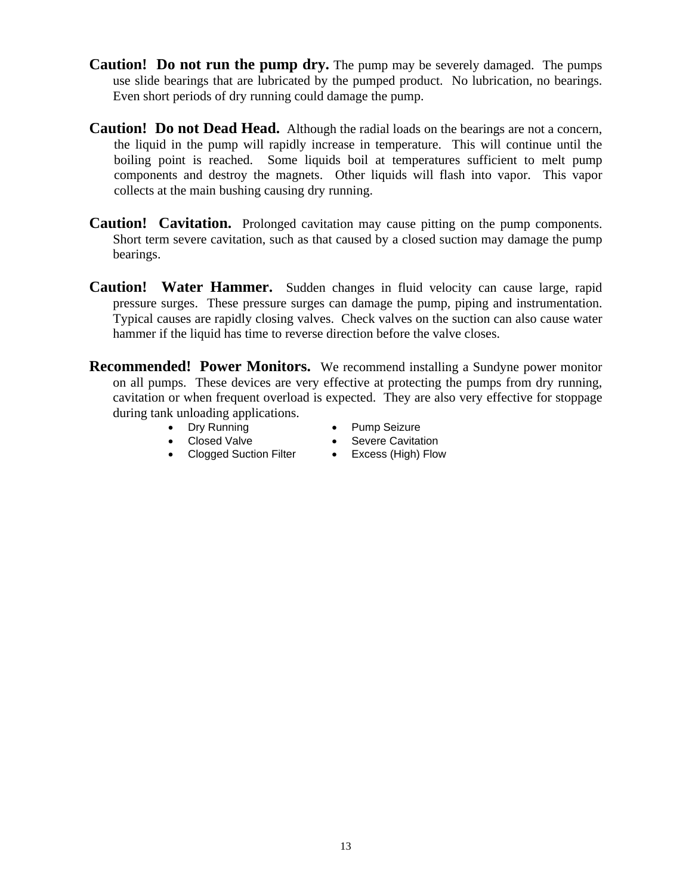**Caution! Do not run the pump dry.** The pump may be severely damaged. The pumps use slide bearings that are lubricated by the pumped product. No lubrication, no bearings. Even short periods of dry running could damage the pump.

**Caution! Do not Dead Head.** Although the radial loads on the bearings are not a concern, the liquid in the pump will rapidly increase in temperature. This will continue until the boiling point is reached. Some liquids boil at temperatures sufficient to melt pump components and destroy the magnets. Other liquids will flash into vapor. This vapor collects at the main bushing causing dry running.

**Caution! Cavitation.** Prolonged cavitation may cause pitting on the pump components. Short term severe cavitation, such as that caused by a closed suction may damage the pump bearings.

**Caution! Water Hammer.** Sudden changes in fluid velocity can cause large, rapid pressure surges. These pressure surges can damage the pump, piping and instrumentation. Typical causes are rapidly closing valves. Check valves on the suction can also cause water hammer if the liquid has time to reverse direction before the valve closes.

**Recommended! Power Monitors.** We recommend installing a Sundyne power monitor on all pumps. These devices are very effective at protecting the pumps from dry running, cavitation or when frequent overload is expected. They are also very effective for stoppage during tank unloading applications.

- Dry Running
- Closed Valve
- Clogged Suction Filter
- Pump Seizure
- Severe Cavitation
- Excess (High) Flow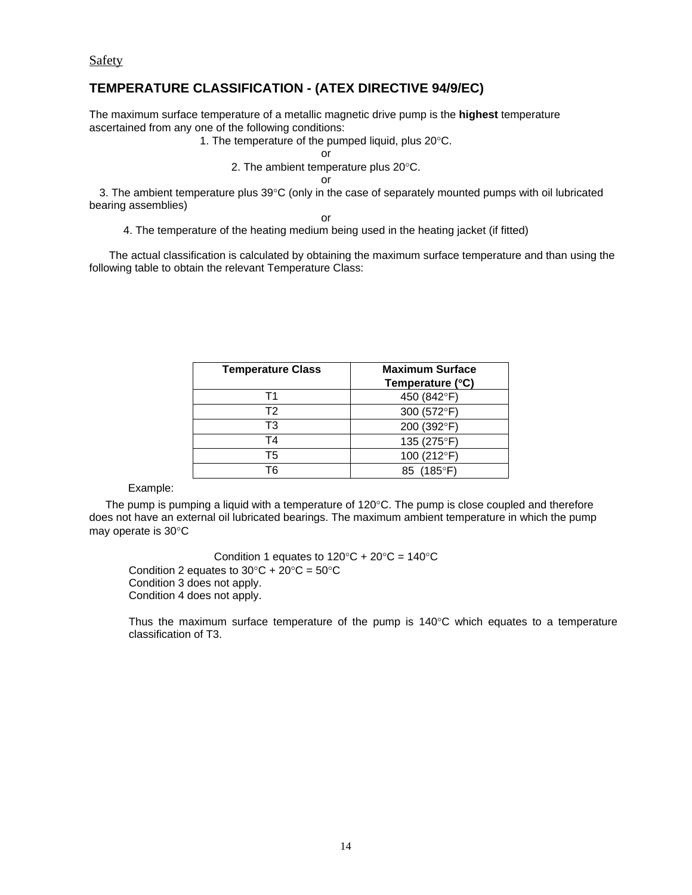Safety

## TEMPERATURE CLASSIFICATION - (ATEX DIRECTIVE 94/9/EC)

The maximum surface temperature of a metallic magnetic drive pump is the **highest** temperature ascertained from any one of the following conditions:

1. The temperature of the pumped liquid, plus 20°C.

or

2. The ambient temperature plus 20°C.

or

3. The ambient temperature plus 39°C (only in the case of separately mounted pumps with oil lubricated bearing assemblies)

or

4. The temperature of the heating medium being used in the heating jacket (if fitted)

The actual classification is calculated by obtaining the maximum surface temperature and than using the following table to obtain the relevant Temperature Class:

| Temperature Class | Maximum Surface Temperature (°C) |
|---|---|
| T1 | 450 (842°F) |
| T2 | 300 (572°F) |
| T3 | 200 (392°F) |
| T4 | 135 (275°F) |
| T5 | 100 (212°F) |
| T6 | 85 (185°F) |

Example:

The pump is pumping a liquid with a temperature of 120°C. The pump is close coupled and therefore does not have an external oil lubricated bearings. The maximum ambient temperature in which the pump may operate is 30°C

Condition 1 equates to 120°C + 20°C = 140°C
Condition 2 equates to 30°C + 20°C = 50°C
Condition 3 does not apply.
Condition 4 does not apply.

Thus the maximum surface temperature of the pump is 140°C which equates to a temperature classification of T3.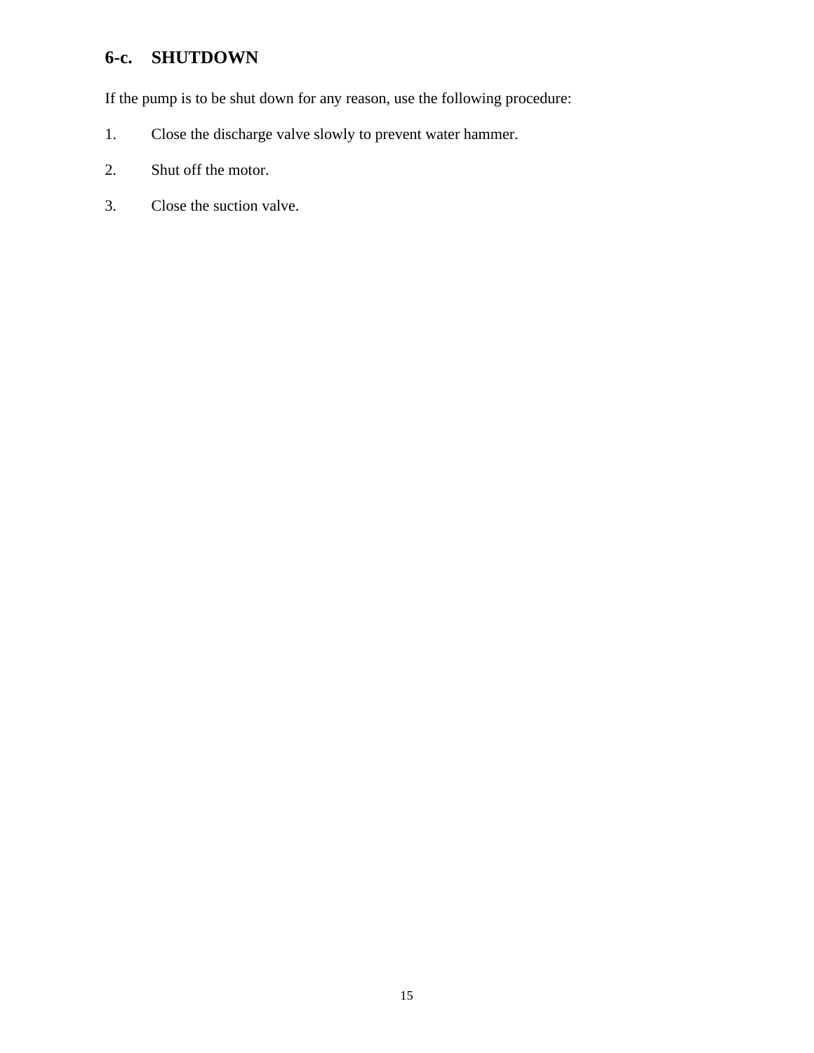## 6-c. SHUTDOWN

If the pump is to be shut down for any reason, use the following procedure:

1. Close the discharge valve slowly to prevent water hammer.
2. Shut off the motor.
3. Close the suction valve.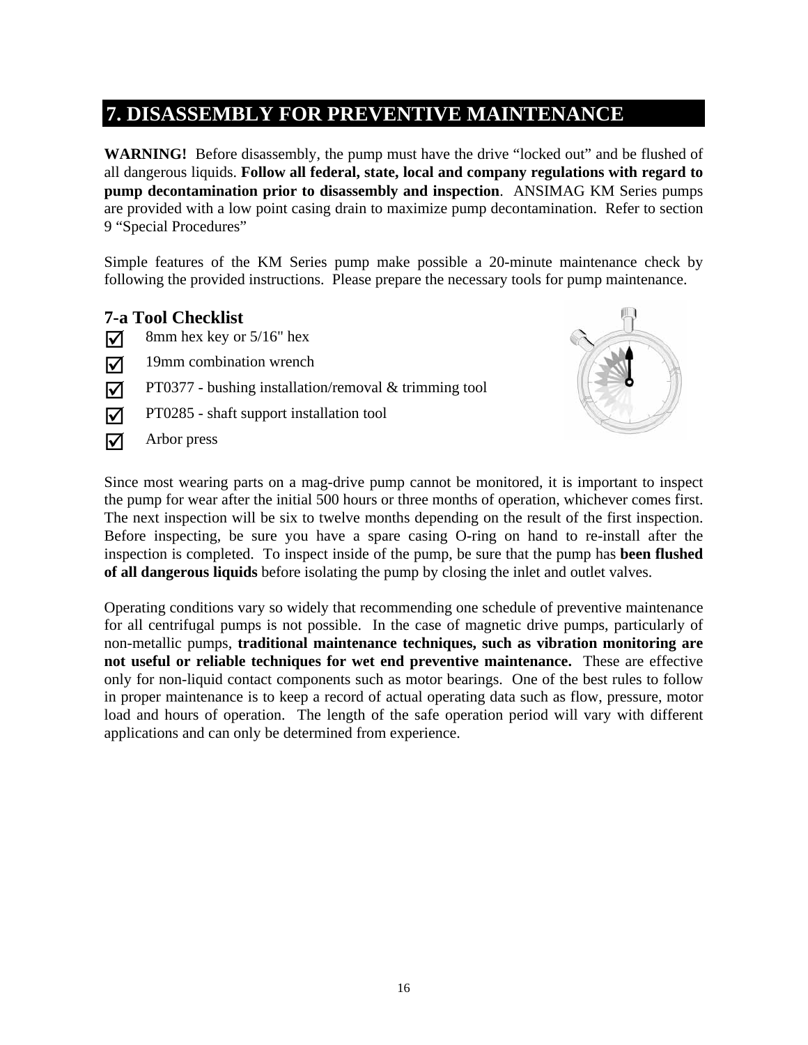# 7. DISASSEMBLY FOR PREVENTIVE MAINTENANCE

**WARNING!** Before disassembly, the pump must have the drive "locked out" and be flushed of all dangerous liquids. **Follow all federal, state, local and company regulations with regard to pump decontamination prior to disassembly and inspection**. ANSIMAG KM Series pumps are provided with a low point casing drain to maximize pump decontamination. Refer to section 9 "Special Procedures"

Simple features of the KM Series pump make possible a 20-minute maintenance check by following the provided instructions. Please prepare the necessary tools for pump maintenance.

## 7-a Tool Checklist

- ☑ 8mm hex key or 5/16" hex
- ☑ 19mm combination wrench
- ☑ PT0377 - bushing installation/removal & trimming tool
- ☑ PT0285 - shaft support installation tool
- ☑ Arbor press

Since most wearing parts on a mag-drive pump cannot be monitored, it is important to inspect the pump for wear after the initial 500 hours or three months of operation, whichever comes first. The next inspection will be six to twelve months depending on the result of the first inspection. Before inspecting, be sure you have a spare casing O-ring on hand to re-install after the inspection is completed. To inspect inside of the pump, be sure that the pump has **been flushed of all dangerous liquids** before isolating the pump by closing the inlet and outlet valves.

Operating conditions vary so widely that recommending one schedule of preventive maintenance for all centrifugal pumps is not possible. In the case of magnetic drive pumps, particularly of non-metallic pumps, **traditional maintenance techniques, such as vibration monitoring are not useful or reliable techniques for wet end preventive maintenance.** These are effective only for non-liquid contact components such as motor bearings. One of the best rules to follow in proper maintenance is to keep a record of actual operating data such as flow, pressure, motor load and hours of operation. The length of the safe operation period will vary with different applications and can only be determined from experience.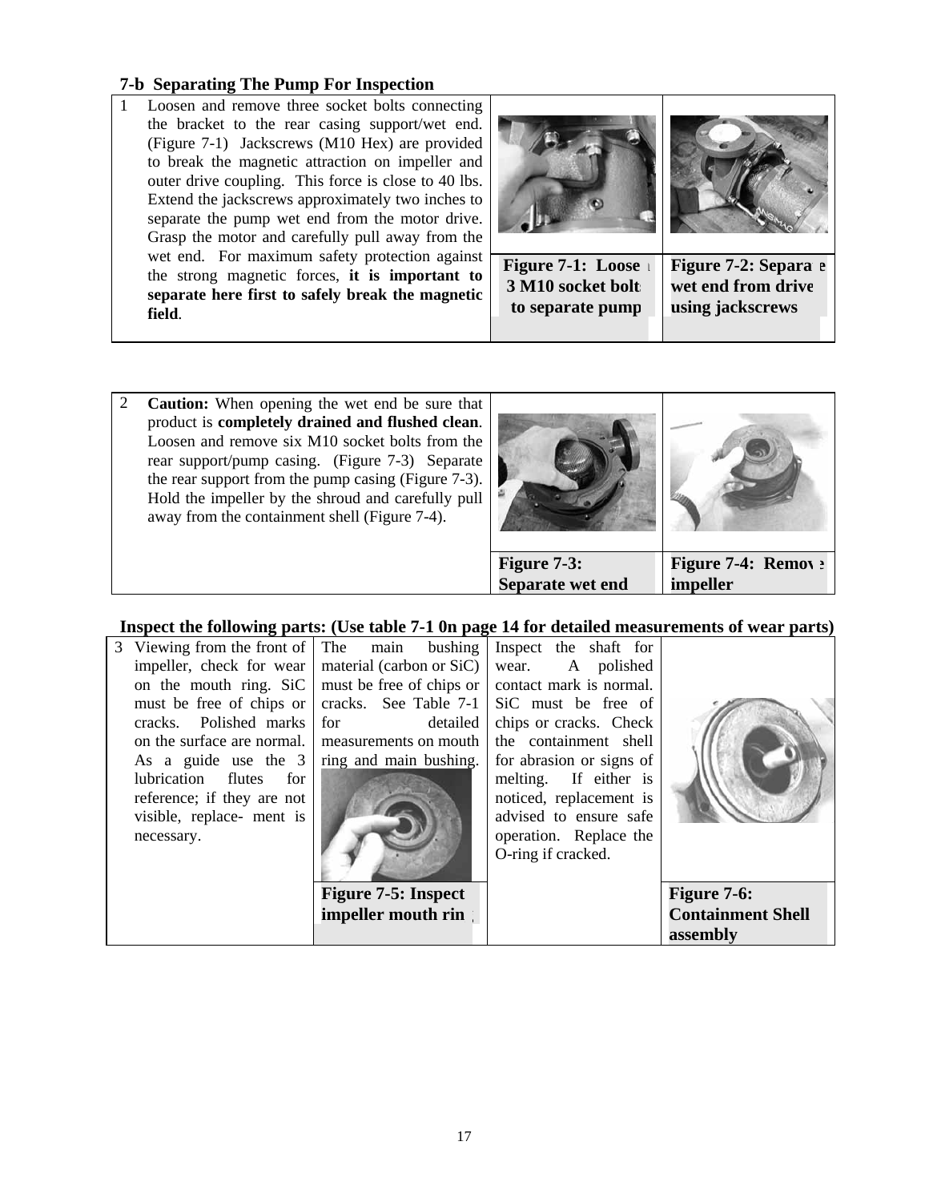### 7-b Separating The Pump For Inspection

1. Loosen and remove three socket bolts connecting the bracket to the rear casing support/wet end. (Figure 7-1) Jackscrews (M10 Hex) are provided to break the magnetic attraction on impeller and outer drive coupling. This force is close to 40 lbs. Extend the jackscrews approximately two inches to separate the pump wet end from the motor drive. Grasp the motor and carefully pull away from the wet end. For maximum safety protection against the strong magnetic forces, **it is important to separate here first to safely break the magnetic field**.

**Figure 7-1: Loosen 3 M10 socket bolts to separate pump**

**Figure 7-2: Separate wet end from drive using jackscrews**

2. **Caution:** When opening the wet end be sure that product is **completely drained and flushed clean**. Loosen and remove six M10 socket bolts from the rear support/pump casing. (Figure 7-3) Separate the rear support from the pump casing (Figure 7-3). Hold the impeller by the shroud and carefully pull away from the containment shell (Figure 7-4).

**Figure 7-3: Separate wet end**

**Figure 7-4: Remove impeller**

**Inspect the following parts: (Use table 7-1 0n page 14 for detailed measurements of wear parts)**

3. Viewing from the front of impeller, check for wear on the mouth ring. SiC must be free of chips or cracks. Polished marks on the surface are normal. As a guide use the 3 lubrication flutes for reference; if they are not visible, replace- ment is necessary.

The main bushing material (carbon or SiC) must be free of chips or cracks. See Table 7-1 for detailed measurements on mouth ring and main bushing.

**Figure 7-5: Inspect impeller mouth ring**

Inspect the shaft for wear. A polished contact mark is normal. SiC must be free of chips or cracks. Check the containment shell for abrasion or signs of melting. If either is noticed, replacement is advised to ensure safe operation. Replace the O-ring if cracked.

**Figure 7-6: Containment Shell assembly**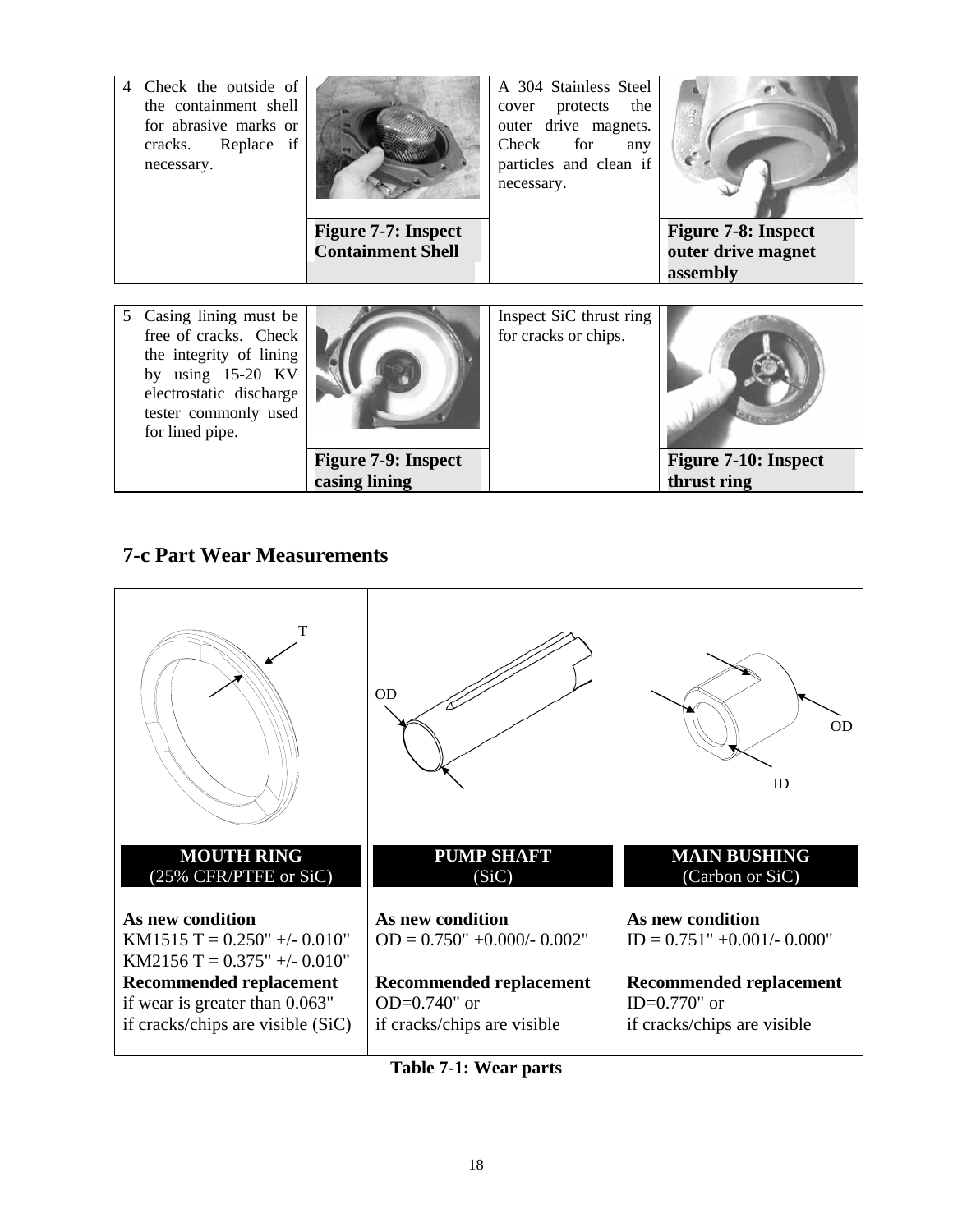| | | | |
|---|---|---|---|
| 4 Check the outside of the containment shell for abrasive marks or cracks. Replace if necessary. | **Figure 7-7: Inspect Containment Shell** | A 304 Stainless Steel cover protects the outer drive magnets. Check for any particles and clean if necessary. | **Figure 7-8: Inspect outer drive magnet assembly** |

| | | | |
|---|---|---|---|
| 5 Casing lining must be free of cracks. Check the integrity of lining by using 15-20 KV electrostatic discharge tester commonly used for lined pipe. | **Figure 7-9: Inspect casing lining** | Inspect SiC thrust ring for cracks or chips. | **Figure 7-10: Inspect thrust ring** |

## 7-c Part Wear Measurements

| MOUTH RING (25% CFR/PTFE or SiC) | PUMP SHAFT (SiC) | MAIN BUSHING (Carbon or SiC) |
|---|---|---|
| **As new condition**<br>KM1515 T = 0.250" +/- 0.010"<br>KM2156 T = 0.375" +/- 0.010"<br>**Recommended replacement**<br>if wear is greater than 0.063"<br>if cracks/chips are visible (SiC) | **As new condition**<br>OD = 0.750" +0.000/- 0.002"<br><br>**Recommended replacement**<br>OD=0.740" or<br>if cracks/chips are visible | **As new condition**<br>ID = 0.751" +0.001/- 0.000"<br><br>**Recommended replacement**<br>ID=0.770" or<br>if cracks/chips are visible |

**Table 7-1: Wear parts**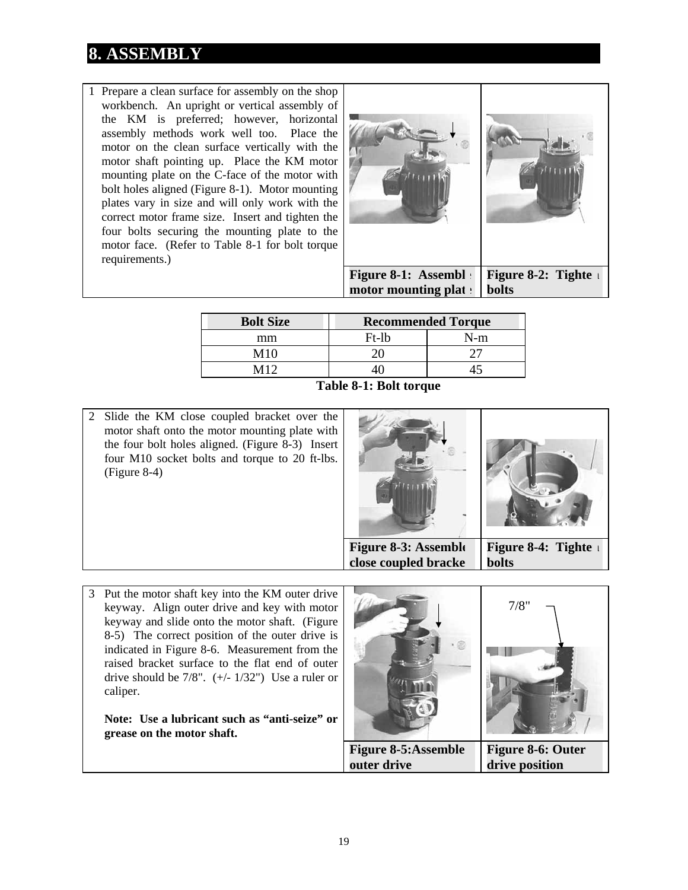# 8. ASSEMBLY

1 Prepare a clean surface for assembly on the shop workbench. An upright or vertical assembly of the KM is preferred; however, horizontal assembly methods work well too. Place the motor on the clean surface vertically with the motor shaft pointing up. Place the KM motor mounting plate on the C-face of the motor with bolt holes aligned (Figure 8-1). Motor mounting plates vary in size and will only work with the correct motor frame size. Insert and tighten the four bolts securing the mounting plate to the motor face. (Refer to Table 8-1 for bolt torque requirements.)

**Figure 8-1: Assemble motor mounting plate**

**Figure 8-2: Tighten bolts**

| Bolt Size | Recommended Torque | |
|---|---|---|
| mm | Ft-lb | N-m |
| M10 | 20 | 27 |
| M12 | 40 | 45 |

**Table 8-1: Bolt torque**

2 Slide the KM close coupled bracket over the motor shaft onto the motor mounting plate with the four bolt holes aligned. (Figure 8-3) Insert four M10 socket bolts and torque to 20 ft-lbs. (Figure 8-4)

**Figure 8-3: Assemble close coupled bracket**

**Figure 8-4: Tighten bolts**

3 Put the motor shaft key into the KM outer drive keyway. Align outer drive and key with motor keyway and slide onto the motor shaft. (Figure 8-5) The correct position of the outer drive is indicated in Figure 8-6. Measurement from the raised bracket surface to the flat end of outer drive should be 7/8". (+/- 1/32") Use a ruler or caliper.

**Note: Use a lubricant such as "anti-seize" or grease on the motor shaft.**

**Figure 8-5: Assemble outer drive**

7/8"

**Figure 8-6: Outer drive position**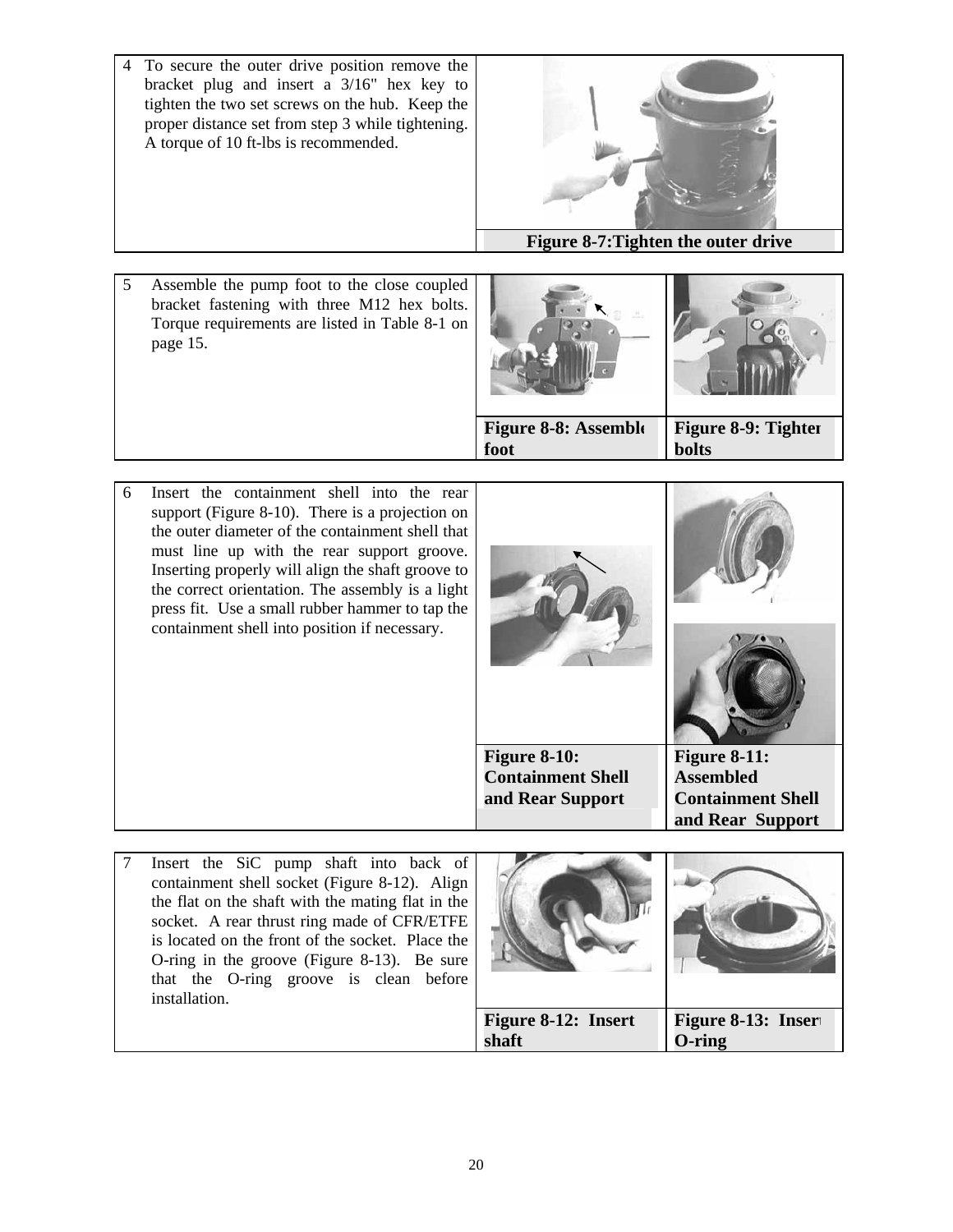| Step | Instructions | Figures |
|---|---|---|
| 4 | To secure the outer drive position remove the bracket plug and insert a 3/16" hex key to tighten the two set screws on the hub. Keep the proper distance set from step 3 while tightening. A torque of 10 ft-lbs is recommended. | **Figure 8-7:Tighten the outer drive** |
| 5 | Assemble the pump foot to the close coupled bracket fastening with three M12 hex bolts. Torque requirements are listed in Table 8-1 on page 15. | **Figure 8-8: Assemble foot**; **Figure 8-9: Tighten bolts** |
| 6 | Insert the containment shell into the rear support (Figure 8-10). There is a projection on the outer diameter of the containment shell that must line up with the rear support groove. Inserting properly will align the shaft groove to the correct orientation. The assembly is a light press fit. Use a small rubber hammer to tap the containment shell into position if necessary. | **Figure 8-10: Containment Shell and Rear Support**; **Figure 8-11: Assembled Containment Shell and Rear Support** |
| 7 | Insert the SiC pump shaft into back of containment shell socket (Figure 8-12). Align the flat on the shaft with the mating flat in the socket. A rear thrust ring made of CFR/ETFE is located on the front of the socket. Place the O-ring in the groove (Figure 8-13). Be sure that the O-ring groove is clean before installation. | **Figure 8-12: Insert shaft**; **Figure 8-13: Insert O-ring** |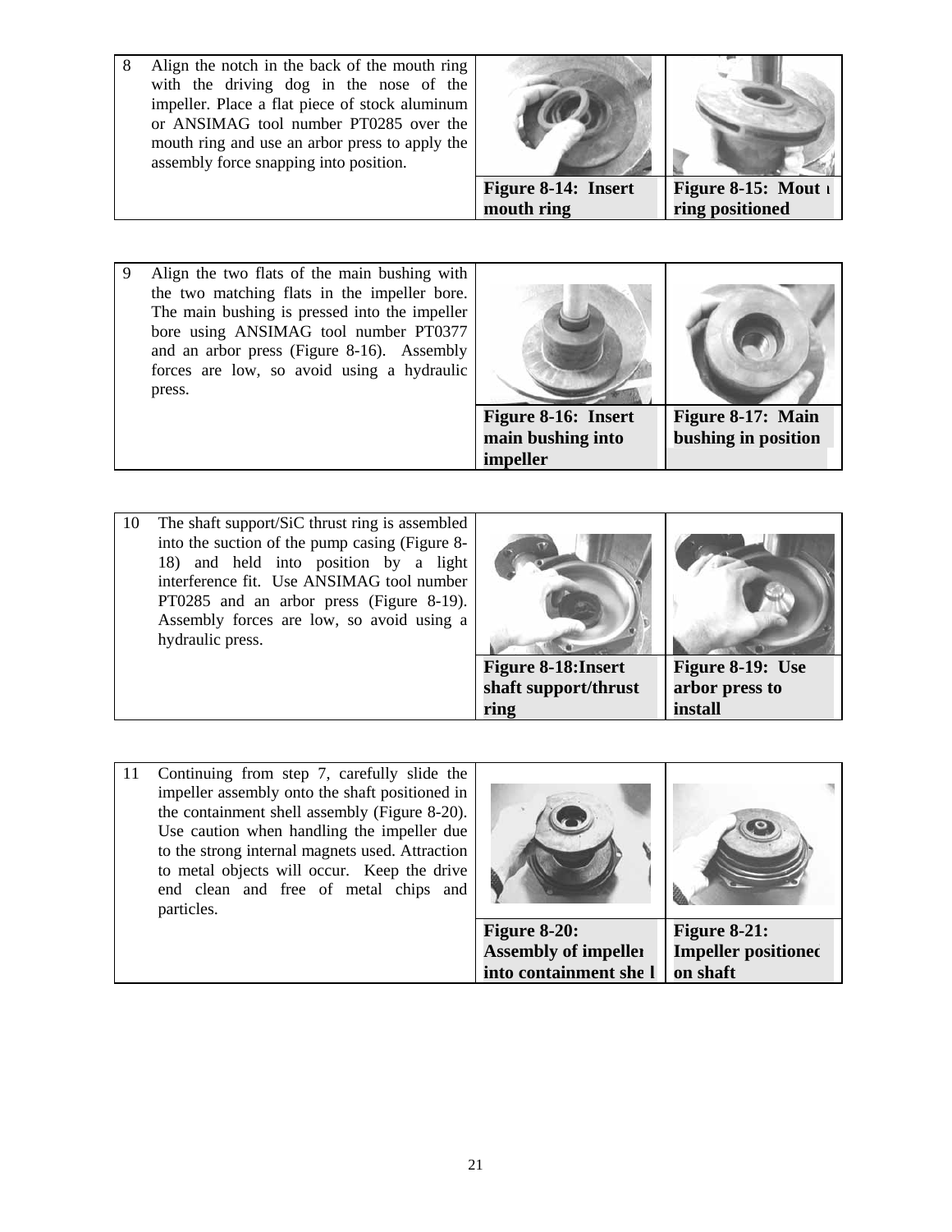| Step | Instruction | Figure | Figure |
|---|---|---|---|
| 8 | Align the notch in the back of the mouth ring with the driving dog in the nose of the impeller. Place a flat piece of stock aluminum or ANSIMAG tool number PT0285 over the mouth ring and use an arbor press to apply the assembly force snapping into position. | **Figure 8-14: Insert mouth ring** | **Figure 8-15: Mouth ring positioned** |
| 9 | Align the two flats of the main bushing with the two matching flats in the impeller bore. The main bushing is pressed into the impeller bore using ANSIMAG tool number PT0377 and an arbor press (Figure 8-16). Assembly forces are low, so avoid using a hydraulic press. | **Figure 8-16: Insert main bushing into impeller** | **Figure 8-17: Main bushing in position** |
| 10 | The shaft support/SiC thrust ring is assembled into the suction of the pump casing (Figure 8-18) and held into position by a light interference fit. Use ANSIMAG tool number PT0285 and an arbor press (Figure 8-19). Assembly forces are low, so avoid using a hydraulic press. | **Figure 8-18:Insert shaft support/thrust ring** | **Figure 8-19: Use arbor press to install** |
| 11 | Continuing from step 7, carefully slide the impeller assembly onto the shaft positioned in the containment shell assembly (Figure 8-20). Use caution when handling the impeller due to the strong internal magnets used. Attraction to metal objects will occur. Keep the drive end clean and free of metal chips and particles. | **Figure 8-20: Assembly of impeller into containment shell** | **Figure 8-21: Impeller positioned on shaft** |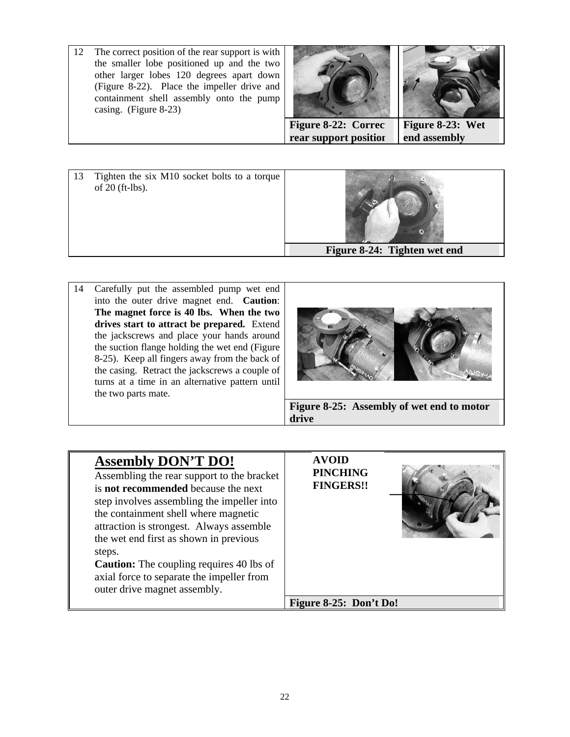12 The correct position of the rear support is with the smaller lobe positioned up and the two other larger lobes 120 degrees apart down (Figure 8-22). Place the impeller drive and containment shell assembly onto the pump casing. (Figure 8-23)

**Figure 8-22: Correct rear support position**

**Figure 8-23: Wet end assembly**

13 Tighten the six M10 socket bolts to a torque of 20 (ft-lbs).

**Figure 8-24: Tighten wet end**

14 Carefully put the assembled pump wet end into the outer drive magnet end. **Caution**: **The magnet force is 40 lbs. When the two drives start to attract be prepared.** Extend the jackscrews and place your hands around the suction flange holding the wet end (Figure 8-25). Keep all fingers away from the back of the casing. Retract the jackscrews a couple of turns at a time in an alternative pattern until the two parts mate.

**Figure 8-25: Assembly of wet end to motor drive**

## Assembly DON'T DO!

Assembling the rear support to the bracket is **not recommended** because the next step involves assembling the impeller into the containment shell where magnetic attraction is strongest. Always assemble the wet end first as shown in previous steps.

**Caution:** The coupling requires 40 lbs of axial force to separate the impeller from outer drive magnet assembly.

**AVOID PINCHING FINGERS!!**

**Figure 8-25: Don't Do!**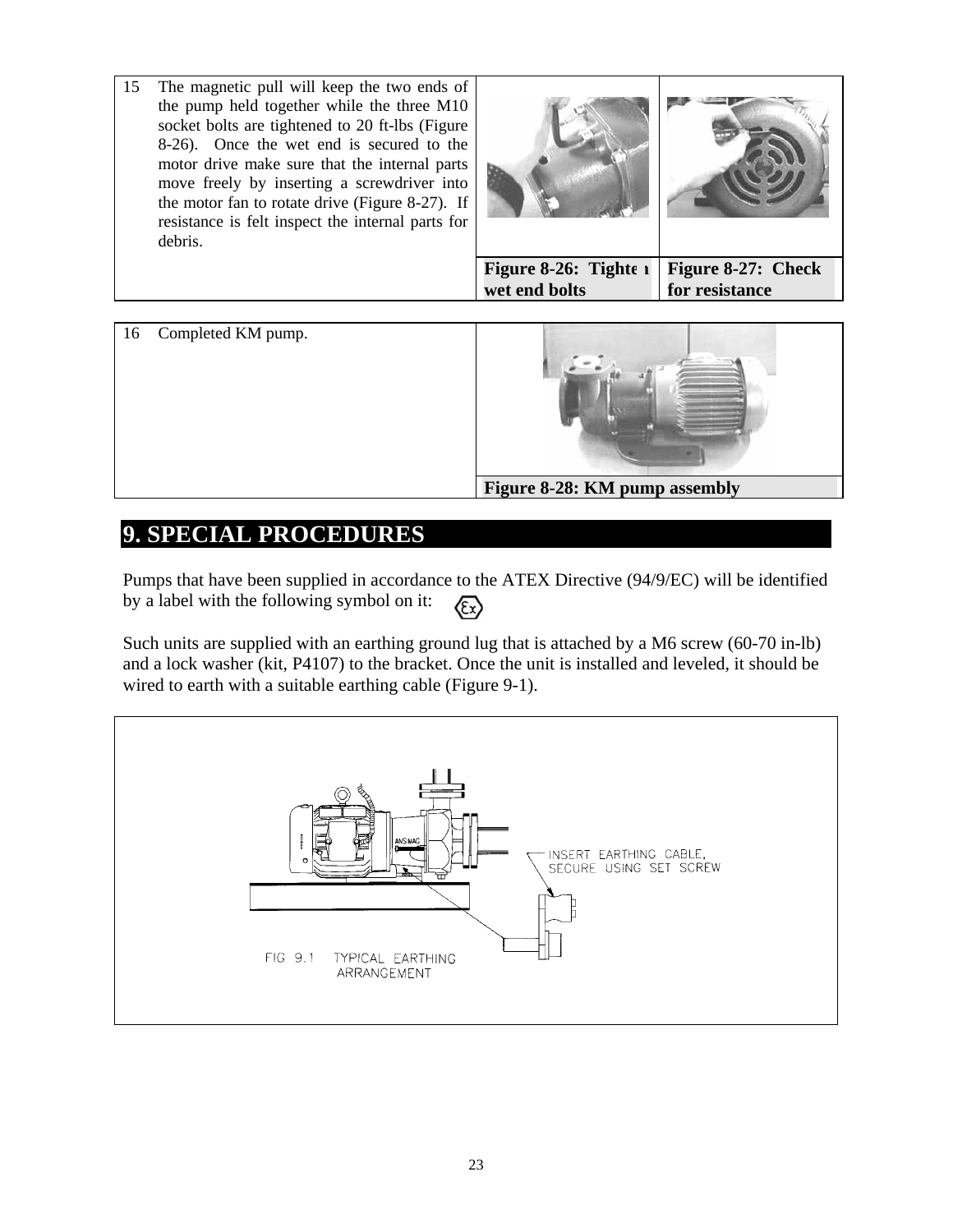| | | |
|---|---|---|
| 15 The magnetic pull will keep the two ends of the pump held together while the three M10 socket bolts are tightened to 20 ft-lbs (Figure 8-26). Once the wet end is secured to the motor drive make sure that the internal parts move freely by inserting a screwdriver into the motor fan to rotate drive (Figure 8-27). If resistance is felt inspect the internal parts for debris. | **Figure 8-26: Tighten wet end bolts** | **Figure 8-27: Check for resistance** |

| | |
|---|---|
| 16 Completed KM pump. | **Figure 8-28: KM pump assembly** |

# 9. SPECIAL PROCEDURES

Pumps that have been supplied in accordance to the ATEX Directive (94/9/EC) will be identified by a label with the following symbol on it: Ex

Such units are supplied with an earthing ground lug that is attached by a M6 screw (60-70 in-lb) and a lock washer (kit, P4107) to the bracket. Once the unit is installed and leveled, it should be wired to earth with a suitable earthing cable (Figure 9-1).

INSERT EARTHING CABLE, SECURE USING SET SCREW

FIG 9.1 TYPICAL EARTHING ARRANGEMENT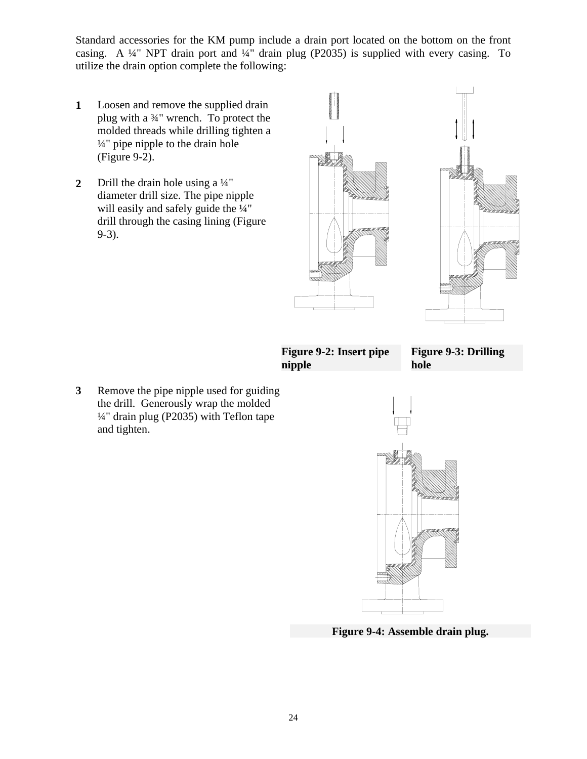Standard accessories for the KM pump include a drain port located on the bottom on the front casing. A ¼" NPT drain port and ¼" drain plug (P2035) is supplied with every casing. To utilize the drain option complete the following:

**1** Loosen and remove the supplied drain plug with a ¾" wrench. To protect the molded threads while drilling tighten a ¼" pipe nipple to the drain hole (Figure 9-2).

**2** Drill the drain hole using a ¼" diameter drill size. The pipe nipple will easily and safely guide the ¼" drill through the casing lining (Figure 9-3).

**Figure 9-2: Insert pipe nipple**

**Figure 9-3: Drilling hole**

**3** Remove the pipe nipple used for guiding the drill. Generously wrap the molded ¼" drain plug (P2035) with Teflon tape and tighten.

**Figure 9-4: Assemble drain plug.**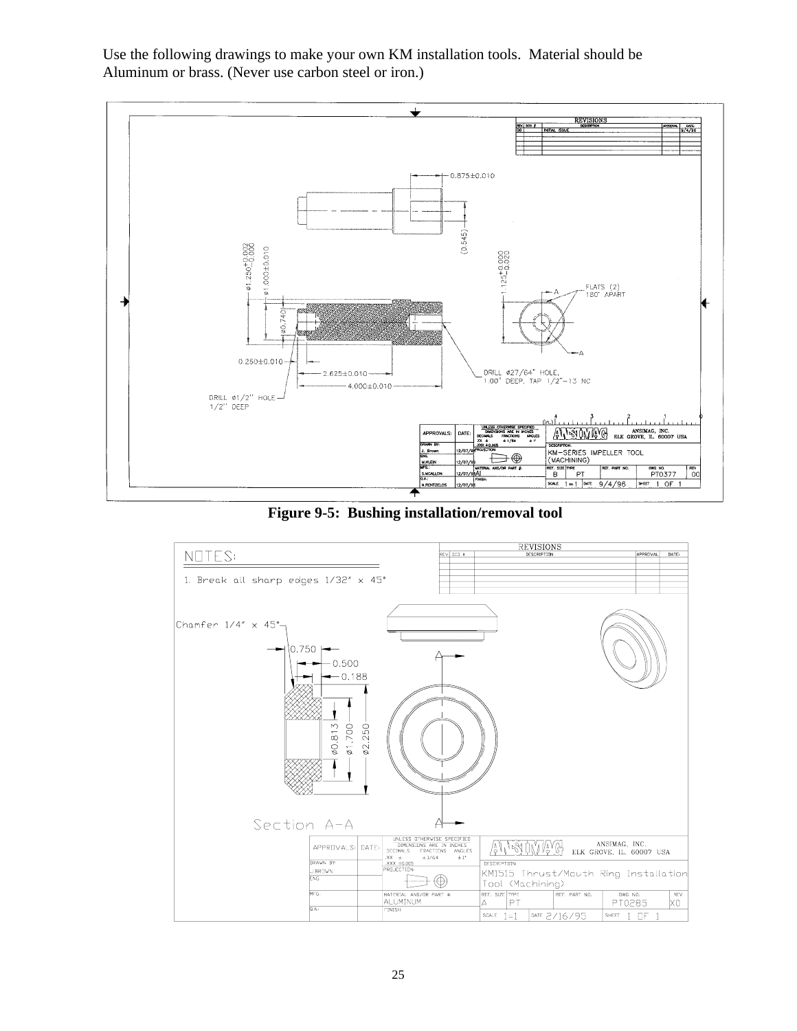Use the following drawings to make your own KM installation tools. Material should be Aluminum or brass. (Never use carbon steel or iron.)

**Figure 9-5: Bushing installation/removal tool**

25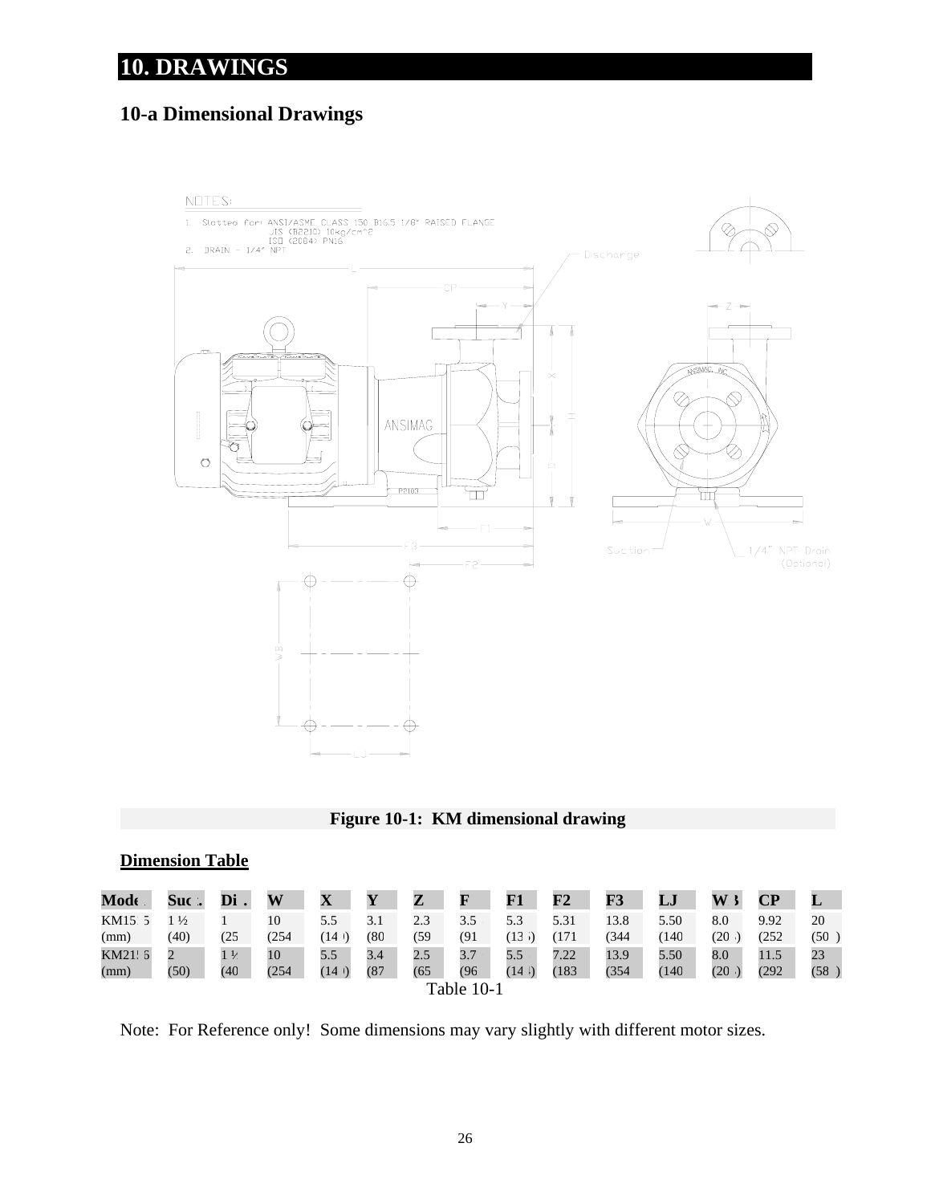# 10. DRAWINGS

## 10-a Dimensional Drawings

NOTES:
1. Slotted for: ANSI/ASME CLASS 150 B16.5 1/8" RAISED FLANGE
   JIS (B2210) 10kg/cm^2
   ISO (2084) PN16
2. DRAIN - 1/4" NPT

**Figure 10-1: KM dimensional drawing**

**Dimension Table**

| Model | Suc. | Dis. | W | X | Y | Z | F | F1 | F2 | F3 | LJ | WB | CP | L |
|---|---|---|---|---|---|---|---|---|---|---|---|---|---|---|
| KM15 5<br>(mm) | 1 ½<br>(40) | 1<br>(25 | 10<br>(254 | 5.5<br>(14 ) | 3.1<br>(80 | 2.3<br>(59 | 3.5<br>(91 | 5.3<br>(13 ) | 5.31<br>(171 | 13.8<br>(344 | 5.50<br>(140 | 8.0<br>(20 ) | 9.92<br>(252 | 20<br>(50 ) |
| KM21 5<br>(mm) | 2<br>(50) | 1 ½<br>(40 | 10<br>(254 | 5.5<br>(14 ) | 3.4<br>(87 | 2.5<br>(65 | 3.7<br>(96 | 5.5<br>(14 ) | 7.22<br>(183 | 13.9<br>(354 | 5.50<br>(140 | 8.0<br>(20 ) | 11.5<br>(292 | 23<br>(58 ) |

Table 10-1

Note: For Reference only! Some dimensions may vary slightly with different motor sizes.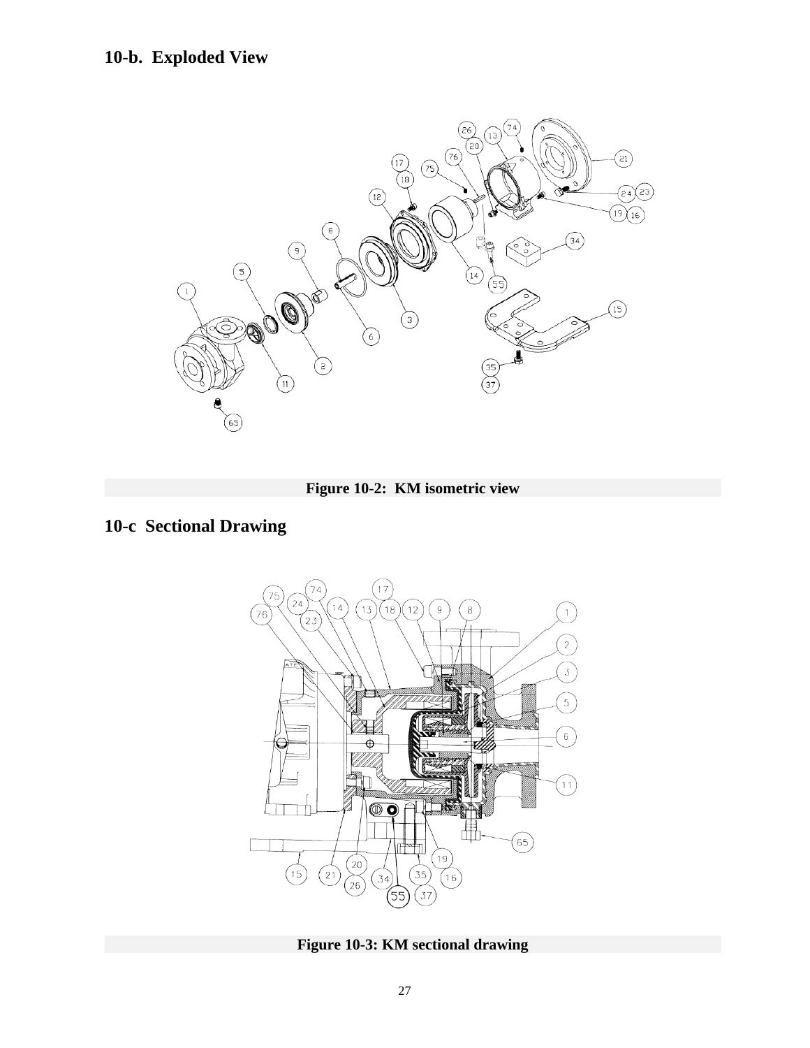## 10-b. Exploded View

**Figure 10-2: KM isometric view**

## 10-c Sectional Drawing

**Figure 10-3: KM sectional drawing**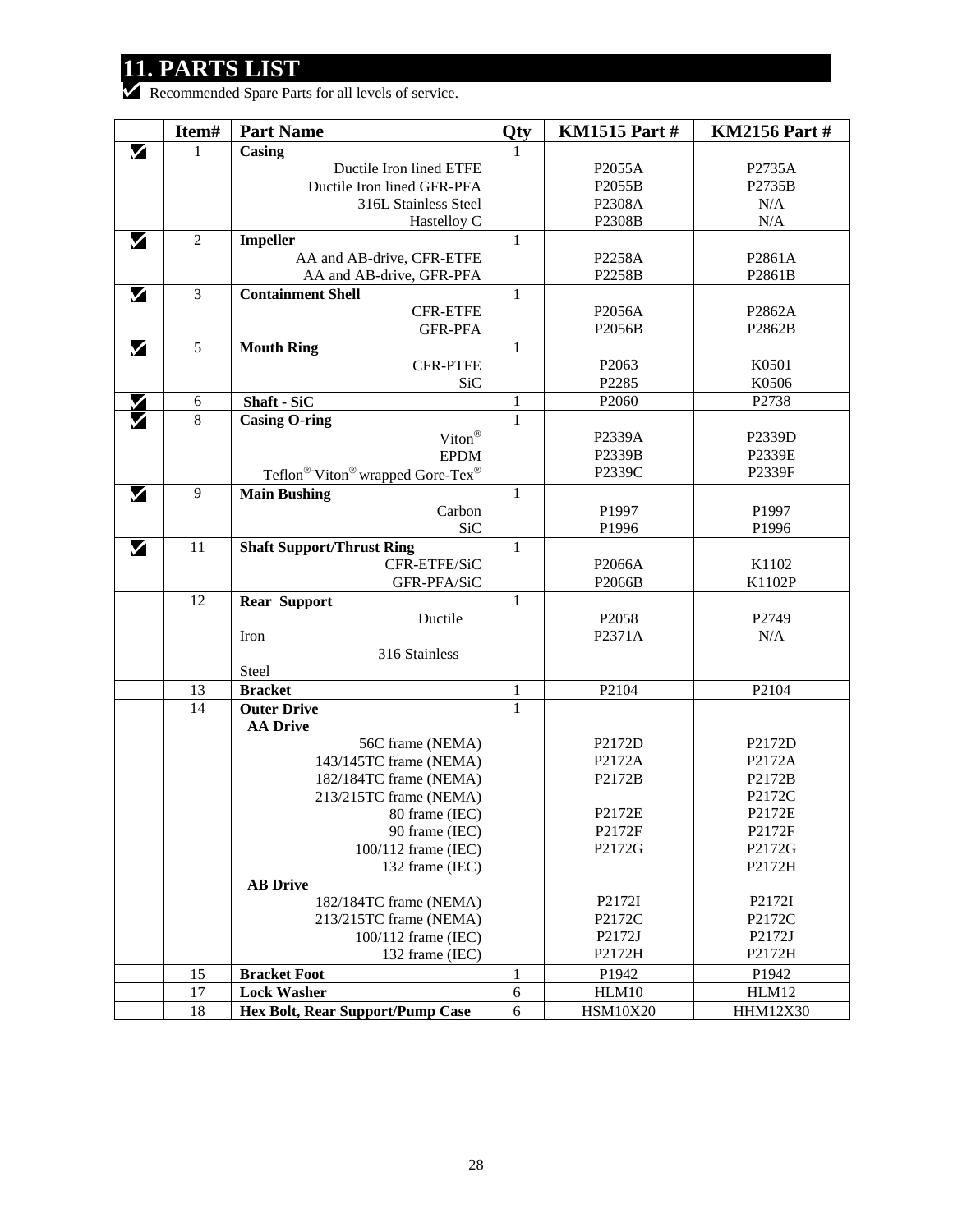# 11. PARTS LIST

✔ Recommended Spare Parts for all levels of service.

| | Item# | Part Name | Qty | KM1515 Part # | KM2156 Part # |
|---|---|---|---|---|---|
| ✔ | 1 | **Casing** | 1 | | |
| | | Ductile Iron lined ETFE | | P2055A | P2735A |
| | | Ductile Iron lined GFR-PFA | | P2055B | P2735B |
| | | 316L Stainless Steel | | P2308A | N/A |
| | | Hastelloy C | | P2308B | N/A |
| ✔ | 2 | **Impeller** | 1 | | |
| | | AA and AB-drive, CFR-ETFE | | P2258A | P2861A |
| | | AA and AB-drive, GFR-PFA | | P2258B | P2861B |
| ✔ | 3 | **Containment Shell** | 1 | | |
| | | CFR-ETFE | | P2056A | P2862A |
| | | GFR-PFA | | P2056B | P2862B |
| ✔ | 5 | **Mouth Ring** | 1 | | |
| | | CFR-PTFE | | P2063 | K0501 |
| | | SiC | | P2285 | K0506 |
| ✔ | 6 | **Shaft - SiC** | 1 | P2060 | P2738 |
| ✔ | 8 | **Casing O-ring** | 1 | | |
| | | Viton® | | P2339A | P2339D |
| | | EPDM | | P2339B | P2339E |
| | | Teflon®-Viton® wrapped Gore-Tex® | | P2339C | P2339F |
| ✔ | 9 | **Main Bushing** | 1 | | |
| | | Carbon | | P1997 | P1997 |
| | | SiC | | P1996 | P1996 |
| ✔ | 11 | **Shaft Support/Thrust Ring** | 1 | | |
| | | CFR-ETFE/SiC | | P2066A | K1102 |
| | | GFR-PFA/SiC | | P2066B | K1102P |
| | 12 | **Rear Support** | 1 | | |
| | | Ductile Iron | | P2058 | P2749 |
| | | 316 Stainless Steel | | P2371A | N/A |
| | 13 | **Bracket** | 1 | P2104 | P2104 |
| | 14 | **Outer Drive** | 1 | | |
| | | **AA Drive** | | | |
| | | 56C frame (NEMA) | | P2172D | P2172D |
| | | 143/145TC frame (NEMA) | | P2172A | P2172A |
| | | 182/184TC frame (NEMA) | | P2172B | P2172B |
| | | 213/215TC frame (NEMA) | | | P2172C |
| | | 80 frame (IEC) | | P2172E | P2172E |
| | | 90 frame (IEC) | | P2172F | P2172F |
| | | 100/112 frame (IEC) | | P2172G | P2172G |
| | | 132 frame (IEC) | | | P2172H |
| | | **AB Drive** | | | |
| | | 182/184TC frame (NEMA) | | P2172I | P2172I |
| | | 213/215TC frame (NEMA) | | P2172C | P2172C |
| | | 100/112 frame (IEC) | | P2172J | P2172J |
| | | 132 frame (IEC) | | P2172H | P2172H |
| | 15 | **Bracket Foot** | 1 | P1942 | P1942 |
| | 17 | **Lock Washer** | 6 | HLM10 | HLM12 |
| | 18 | **Hex Bolt, Rear Support/Pump Case** | 6 | HSM10X20 | HHM12X30 |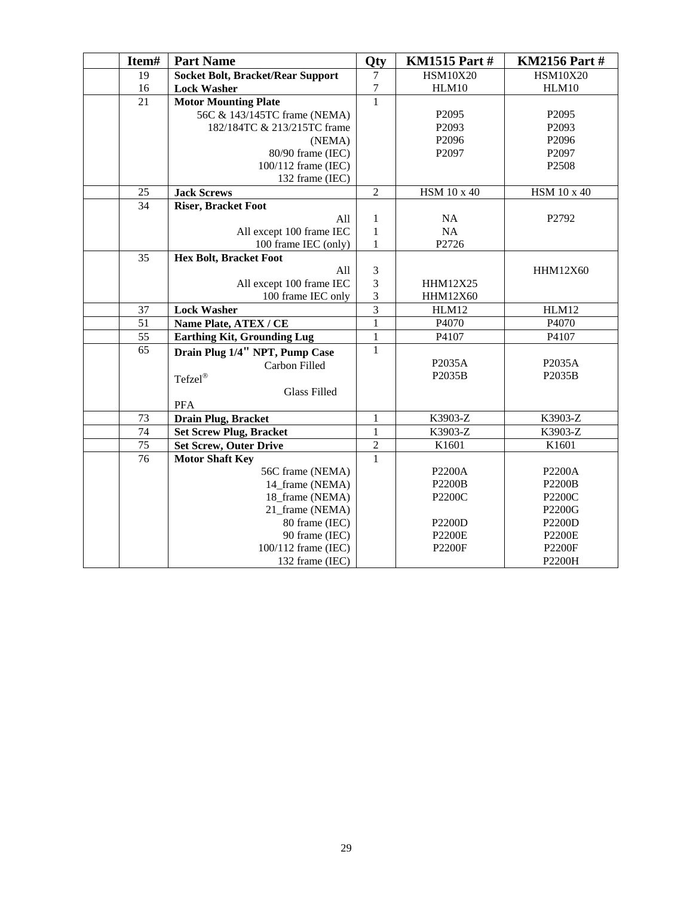| | Item# | Part Name | Qty | KM1515 Part # | KM2156 Part # |
|---|---|---|---|---|---|
| | 19 | **Socket Bolt, Bracket/Rear Support** | 7 | HSM10X20 | HSM10X20 |
| | 16 | **Lock Washer** | 7 | HLM10 | HLM10 |
| | 21 | **Motor Mounting Plate** | 1 | | |
| | | 56C & 143/145TC frame (NEMA) | | P2095 | P2095 |
| | | 182/184TC & 213/215TC frame (NEMA) | | P2093 | P2093 |
| | | 80/90 frame (IEC) | | P2096 | P2096 |
| | | 100/112 frame (IEC) | | P2097 | P2097 |
| | | 132 frame (IEC) | | | P2508 |
| | 25 | **Jack Screws** | 2 | HSM 10 x 40 | HSM 10 x 40 |
| | 34 | **Riser, Bracket Foot** | | | |
| | | All | 1 | NA | P2792 |
| | | All except 100 frame IEC | 1 | NA | |
| | | 100 frame IEC (only) | 1 | P2726 | |
| | 35 | **Hex Bolt, Bracket Foot** | | | |
| | | All | 3 | | HHM12X60 |
| | | All except 100 frame IEC | 3 | HHM12X25 | |
| | | 100 frame IEC only | 3 | HHM12X60 | |
| | 37 | **Lock Washer** | 3 | HLM12 | HLM12 |
| | 51 | **Name Plate, ATEX / CE** | 1 | P4070 | P4070 |
| | 55 | **Earthing Kit, Grounding Lug** | 1 | P4107 | P4107 |
| | 65 | **Drain Plug 1/4" NPT, Pump Case** | 1 | | |
| | | Carbon Filled Tefzel® | | P2035A | P2035A |
| | | Glass Filled PFA | | P2035B | P2035B |
| | 73 | **Drain Plug, Bracket** | 1 | K3903-Z | K3903-Z |
| | 74 | **Set Screw Plug, Bracket** | 1 | K3903-Z | K3903-Z |
| | 75 | **Set Screw, Outer Drive** | 2 | K1601 | K1601 |
| | 76 | **Motor Shaft Key** | 1 | | |
| | | 56C frame (NEMA) | | P2200A | P2200A |
| | | 14_frame (NEMA) | | P2200B | P2200B |
| | | 18_frame (NEMA) | | P2200C | P2200C |
| | | 21_frame (NEMA) | | | P2200G |
| | | 80 frame (IEC) | | P2200D | P2200D |
| | | 90 frame (IEC) | | P2200E | P2200E |
| | | 100/112 frame (IEC) | | P2200F | P2200F |
| | | 132 frame (IEC) | | | P2200H |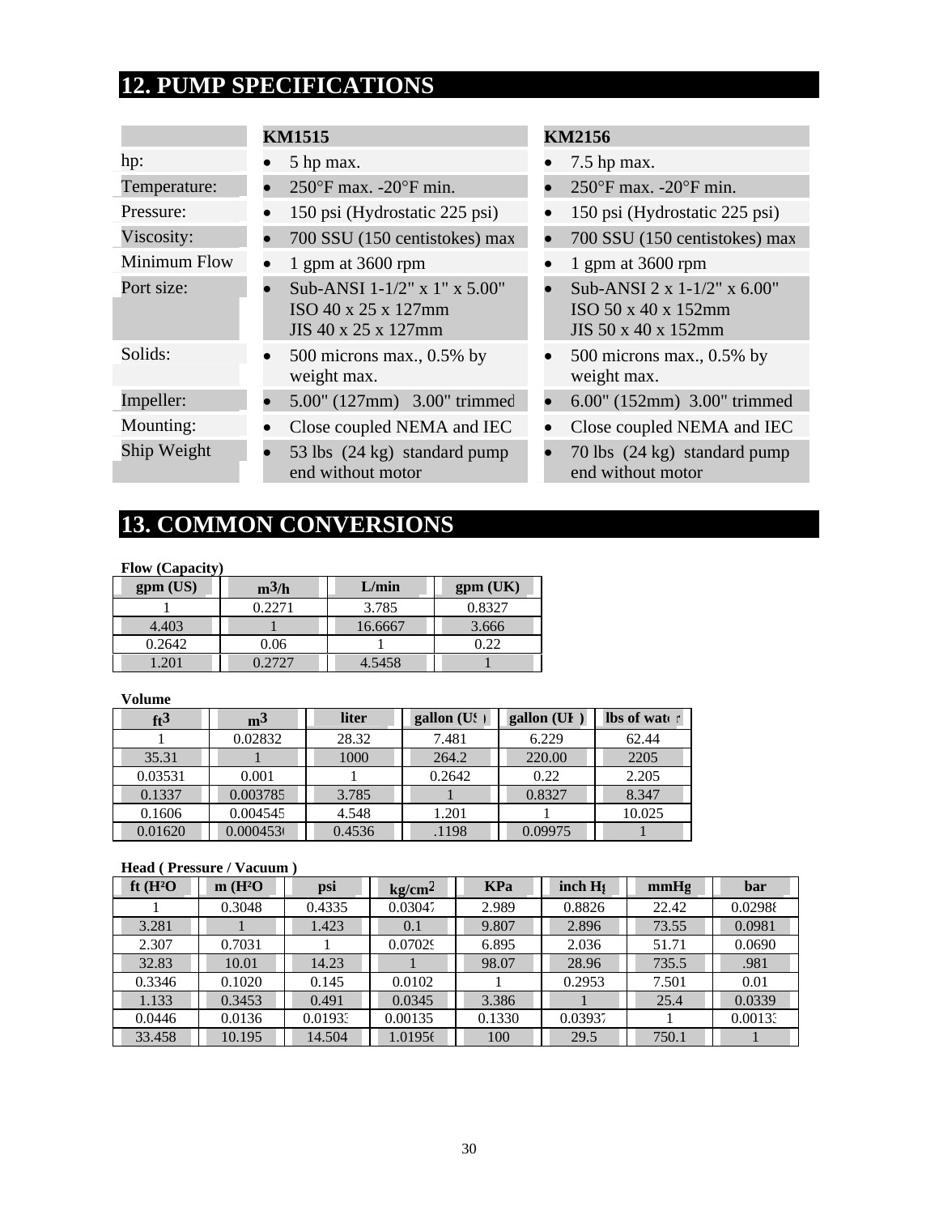## 12. PUMP SPECIFICATIONS

| | KM1515 | KM2156 |
|---|---|---|
| hp: | • 5 hp max. | • 7.5 hp max. |
| Temperature: | • 250°F max. -20°F min. | • 250°F max. -20°F min. |
| Pressure: | • 150 psi (Hydrostatic 225 psi) | • 150 psi (Hydrostatic 225 psi) |
| Viscosity: | • 700 SSU (150 centistokes) max | • 700 SSU (150 centistokes) max |
| Minimum Flow | • 1 gpm at 3600 rpm | • 1 gpm at 3600 rpm |
| Port size: | • Sub-ANSI 1-1/2" x 1" x 5.00" ISO 40 x 25 x 127mm JIS 40 x 25 x 127mm | • Sub-ANSI 2 x 1-1/2" x 6.00" ISO 50 x 40 x 152mm JIS 50 x 40 x 152mm |
| Solids: | • 500 microns max., 0.5% by weight max. | • 500 microns max., 0.5% by weight max. |
| Impeller: | • 5.00" (127mm) 3.00" trimmed | • 6.00" (152mm) 3.00" trimmed |
| Mounting: | • Close coupled NEMA and IEC | • Close coupled NEMA and IEC |
| Ship Weight | • 53 lbs (24 kg) standard pump end without motor | • 70 lbs (24 kg) standard pump end without motor |

## 13. COMMON CONVERSIONS

**Flow (Capacity)**

| gpm (US) | $m^3/h$ | L/min | gpm (UK) |
|---|---|---|---|
| 1 | 0.2271 | 3.785 | 0.8327 |
| 4.403 | 1 | 16.6667 | 3.666 |
| 0.2642 | 0.06 | 1 | 0.22 |
| 1.201 | 0.2727 | 4.5458 | 1 |

**Volume**

| $ft^3$ | $m^3$ | liter | gallon (US) | gallon (UK) | lbs of water |
|---|---|---|---|---|---|
| 1 | 0.02832 | 28.32 | 7.481 | 6.229 | 62.44 |
| 35.31 | 1 | 1000 | 264.2 | 220.00 | 2205 |
| 0.03531 | 0.001 | 1 | 0.2642 | 0.22 | 2.205 |
| 0.1337 | 0.003785 | 3.785 | 1 | 0.8327 | 8.347 |
| 0.1606 | 0.004545 | 4.548 | 1.201 | 1 | 10.025 |
| 0.01620 | 0.0004536 | 0.4536 | .1198 | 0.09975 | 1 |

**Head ( Pressure / Vacuum )**

| ft ($H_2O$) | m ($H_2O$) | psi | $kg/cm^2$ | KPa | inch Hg | mmHg | bar |
|---|---|---|---|---|---|---|---|
| 1 | 0.3048 | 0.4335 | 0.03047 | 2.989 | 0.8826 | 22.42 | 0.02988 |
| 3.281 | 1 | 1.423 | 0.1 | 9.807 | 2.896 | 73.55 | 0.0981 |
| 2.307 | 0.7031 | 1 | 0.07029 | 6.895 | 2.036 | 51.71 | 0.0690 |
| 32.83 | 10.01 | 14.23 | 1 | 98.07 | 28.96 | 735.5 | .981 |
| 0.3346 | 0.1020 | 0.145 | 0.0102 | 1 | 0.2953 | 7.501 | 0.01 |
| 1.133 | 0.3453 | 0.491 | 0.0345 | 3.386 | 1 | 25.4 | 0.0339 |
| 0.0446 | 0.0136 | 0.01933 | 0.00135 | 0.1330 | 0.03937 | 1 | 0.00133 |
| 33.458 | 10.195 | 14.504 | 1.01956 | 100 | 29.5 | 750.1 | 1 |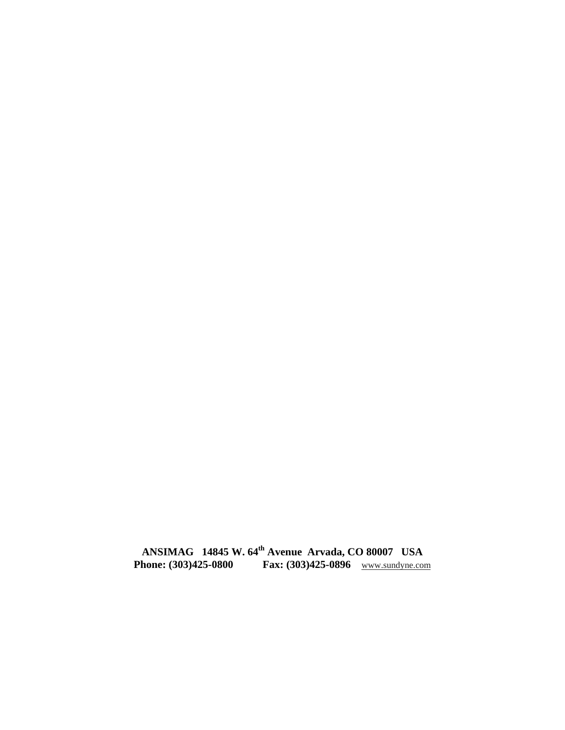**ANSIMAG 14845 W. 64th Avenue Arvada, CO 80007 USA**
**Phone: (303)425-0800 Fax: (303)425-0896** www.sundyne.com